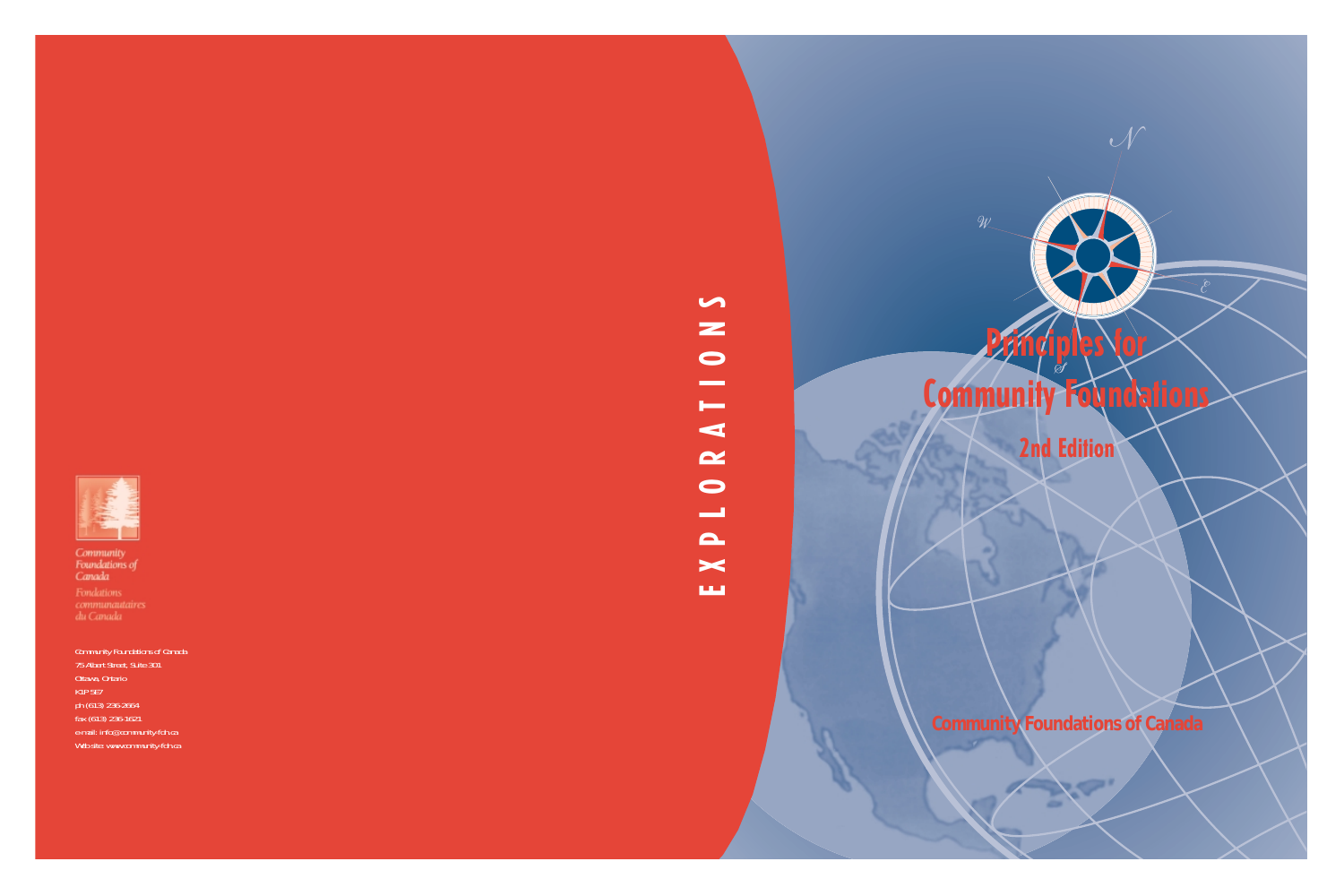# Principles for Community Foundations

## 2nd Edition

Community Foundations of Canada

EXPLORATIONS

Community Foundations of Canada

Fondations communautaires du Canada

Community Foundations of Canada
75 Albert Street, Suite 301
Ottawa, Ontario
K1P 5E7
ph (613) 236-2664
fax (613) 236-1621
e-mail: info@community-fdn.ca
Website: www.community-fdn.ca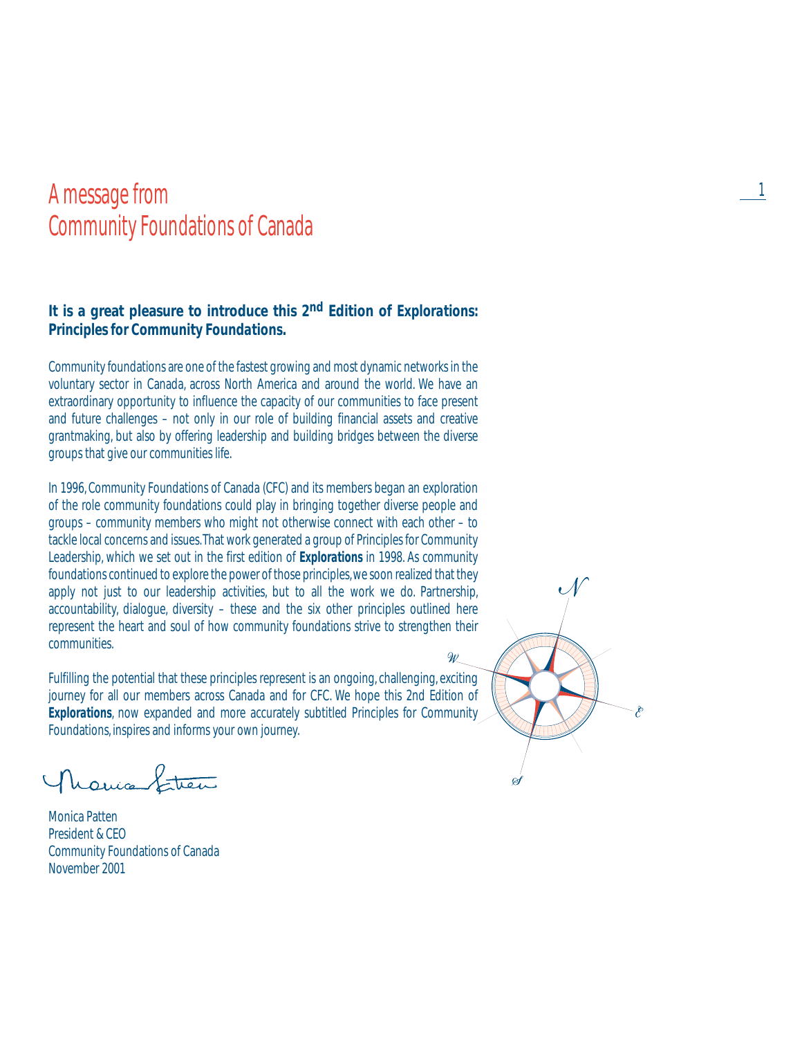# A message from Community Foundations of Canada

**It is a great pleasure to introduce this 2nd Edition of *Explorations:* Principles for Community Foundations.**

Community foundations are one of the fastest growing and most dynamic networks in the voluntary sector in Canada, across North America and around the world. We have an extraordinary opportunity to influence the capacity of our communities to face present and future challenges – not only in our role of building financial assets and creative grantmaking, but also by offering leadership and building bridges between the diverse groups that give our communities life.

In 1996, Community Foundations of Canada (CFC) and its members began an exploration of the role community foundations could play in bringing together diverse people and groups – community members who might not otherwise connect with each other – to tackle local concerns and issues. That work generated a group of Principles for Community Leadership, which we set out in the first edition of ***Explorations*** in 1998. As community foundations continued to explore the power of those principles, we soon realized that they apply not just to our leadership activities, but to all the work we do. Partnership, accountability, dialogue, diversity – these and the six other principles outlined here represent the heart and soul of how community foundations strive to strengthen their communities.

Fulfilling the potential that these principles represent is an ongoing, challenging, exciting journey for all our members across Canada and for CFC. We hope this 2nd Edition of ***Explorations***, now expanded and more accurately subtitled Principles for Community Foundations, inspires and informs your own journey.

Monica Patten
President & CEO
Community Foundations of Canada
November 2001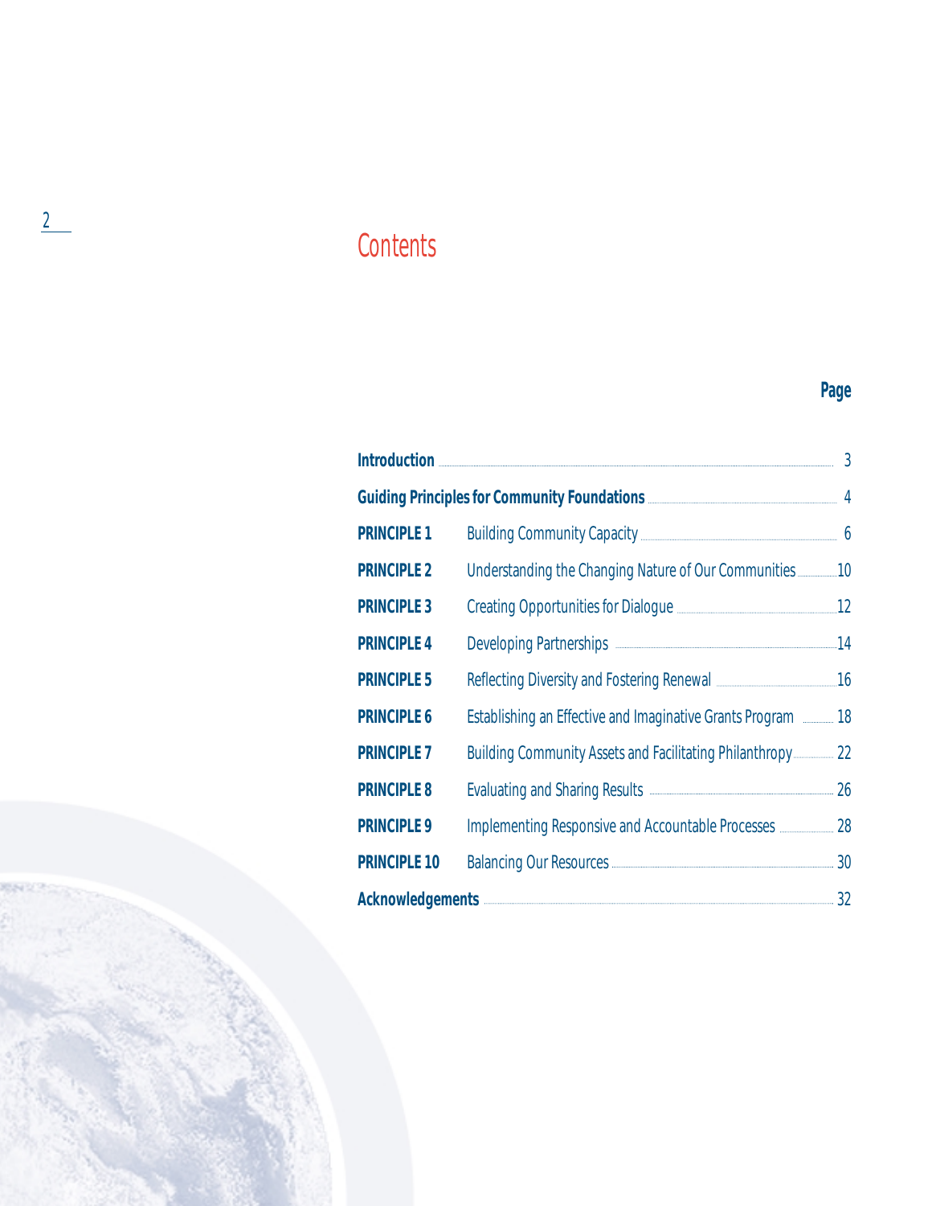# Contents

| | | Page |
|---|---|---|
| **Introduction** | | 3 |
| **Guiding Principles for Community Foundations** | | 4 |
| **PRINCIPLE 1** | Building Community Capacity | 6 |
| **PRINCIPLE 2** | Understanding the Changing Nature of Our Communities | 10 |
| **PRINCIPLE 3** | Creating Opportunities for Dialogue | 12 |
| **PRINCIPLE 4** | Developing Partnerships | 14 |
| **PRINCIPLE 5** | Reflecting Diversity and Fostering Renewal | 16 |
| **PRINCIPLE 6** | Establishing an Effective and Imaginative Grants Program | 18 |
| **PRINCIPLE 7** | Building Community Assets and Facilitating Philanthropy | 22 |
| **PRINCIPLE 8** | Evaluating and Sharing Results | 26 |
| **PRINCIPLE 9** | Implementing Responsive and Accountable Processes | 28 |
| **PRINCIPLE 10** | Balancing Our Resources | 30 |
| **Acknowledgements** | | 32 |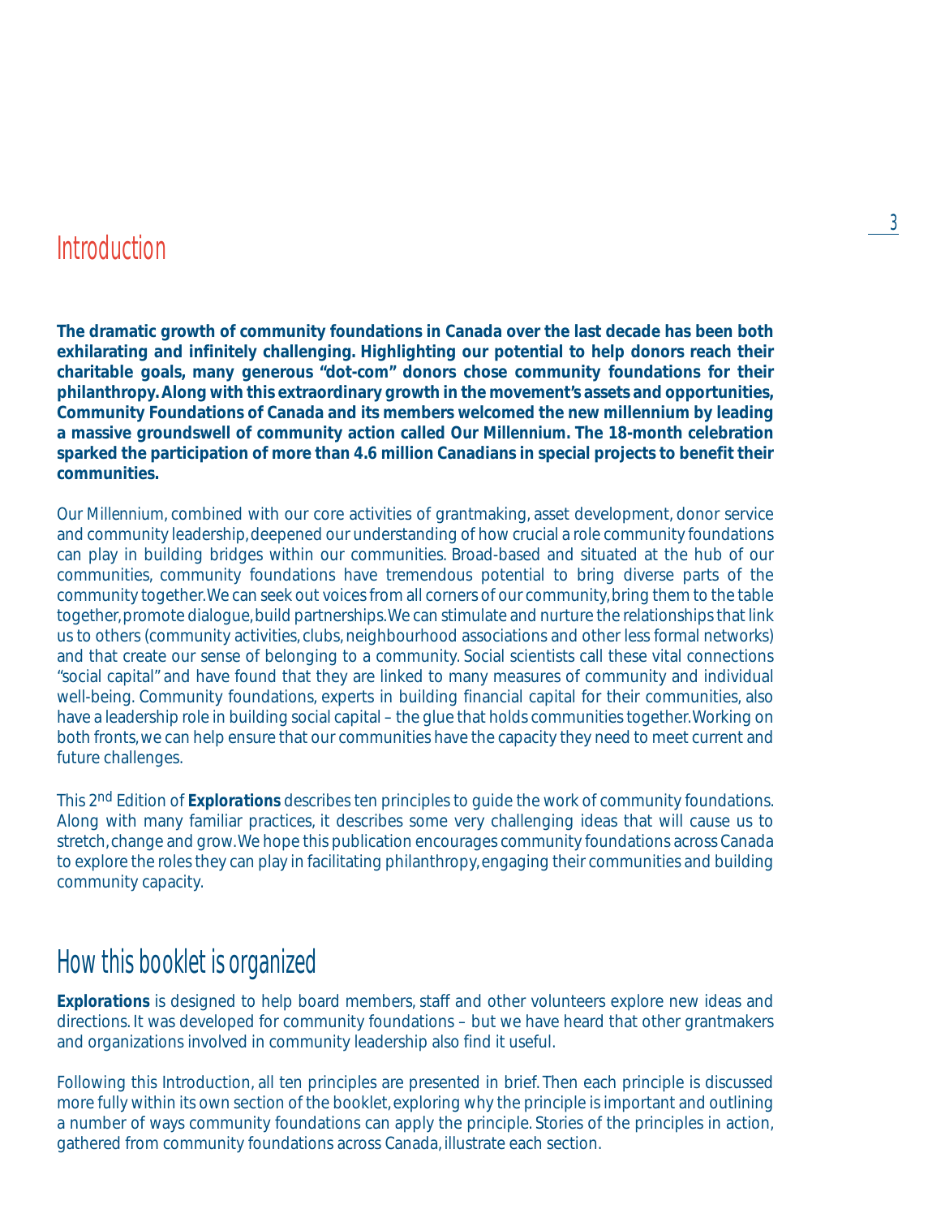# Introduction

**The dramatic growth of community foundations in Canada over the last decade has been both exhilarating and infinitely challenging. Highlighting our potential to help donors reach their charitable goals, many generous "dot-com" donors chose community foundations for their philanthropy. Along with this extraordinary growth in the movement's assets and opportunities, Community Foundations of Canada and its members welcomed the new millennium by leading a massive groundswell of community action called Our Millennium. The 18-month celebration sparked the participation of more than 4.6 million Canadians in special projects to benefit their communities.**

Our Millennium, combined with our core activities of grantmaking, asset development, donor service and community leadership, deepened our understanding of how crucial a role community foundations can play in building bridges within our communities. Broad-based and situated at the hub of our communities, community foundations have tremendous potential to bring diverse parts of the community together. We can seek out voices from all corners of our community, bring them to the table together, promote dialogue, build partnerships. We can stimulate and nurture the relationships that link us to others (community activities, clubs, neighbourhood associations and other less formal networks) and that create our sense of belonging to a community. Social scientists call these vital connections "social capital" and have found that they are linked to many measures of community and individual well-being. Community foundations, experts in building financial capital for their communities, also have a leadership role in building social capital – the glue that holds communities together. Working on both fronts, we can help ensure that our communities have the capacity they need to meet current and future challenges.

This 2nd Edition of ***Explorations*** describes ten principles to guide the work of community foundations. Along with many familiar practices, it describes some very challenging ideas that will cause us to stretch, change and grow. We hope this publication encourages community foundations across Canada to explore the roles they can play in facilitating philanthropy, engaging their communities and building community capacity.

# How this booklet is organized

***Explorations*** is designed to help board members, staff and other volunteers explore new ideas and directions. It was developed for community foundations – but we have heard that other grantmakers and organizations involved in community leadership also find it useful.

Following this Introduction, all ten principles are presented in brief. Then each principle is discussed more fully within its own section of the booklet, exploring why the principle is important and outlining a number of ways community foundations can apply the principle. Stories of the principles in action, gathered from community foundations across Canada, illustrate each section.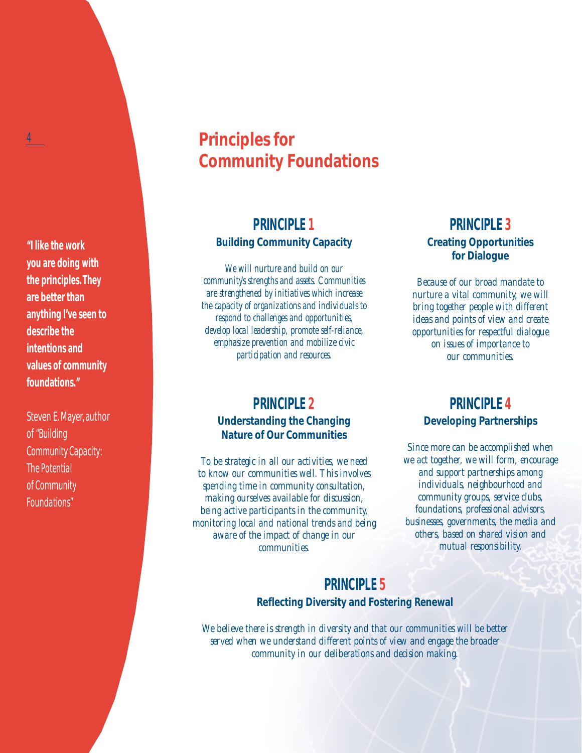# Principles for Community Foundations

**"I like the work you are doing with the principles. They are better than anything I've seen to describe the intentions and values of community foundations."**

Steven E. Mayer, author of "Building Community Capacity: The Potential of Community Foundations"

## PRINCIPLE 1

### Building Community Capacity

*We will nurture and build on our community's strengths and assets. Communities are strengthened by initiatives which increase the capacity of organizations and individuals to respond to challenges and opportunities, develop local leadership, promote self-reliance, emphasize prevention and mobilize civic participation and resources.*

## PRINCIPLE 2

### Understanding the Changing Nature of Our Communities

*To be strategic in all our activities, we need to know our communities well. This involves spending time in community consultation, making ourselves available for discussion, being active participants in the community, monitoring local and national trends and being aware of the impact of change in our communities.*

## PRINCIPLE 3

### Creating Opportunities for Dialogue

*Because of our broad mandate to nurture a vital community, we will bring together people with different ideas and points of view and create opportunities for respectful dialogue on issues of importance to our communities.*

## PRINCIPLE 4

### Developing Partnerships

*Since more can be accomplished when we act together, we will form, encourage and support partnerships among individuals, neighbourhood and community groups, service clubs, foundations, professional advisors, businesses, governments, the media and others, based on shared vision and mutual responsibility.*

## PRINCIPLE 5

### Reflecting Diversity and Fostering Renewal

*We believe there is strength in diversity and that our communities will be better served when we understand different points of view and engage the broader community in our deliberations and decision making.*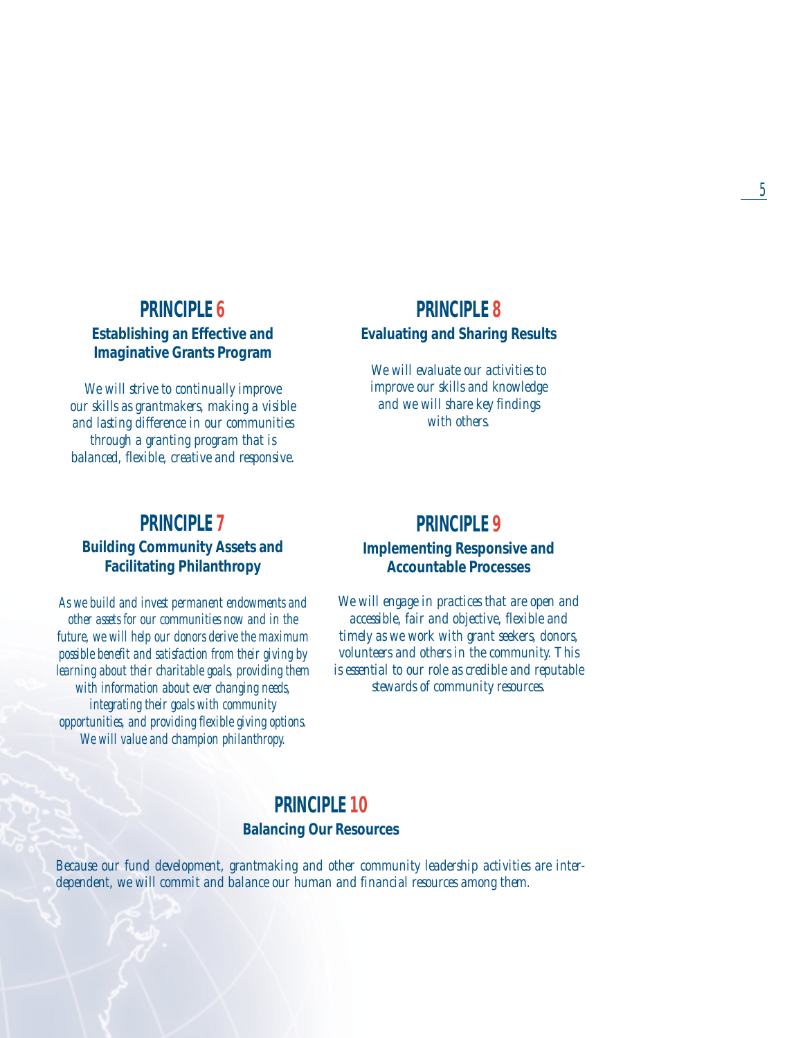## PRINCIPLE 6

### Establishing an Effective and Imaginative Grants Program

*We will strive to continually improve our skills as grantmakers, making a visible and lasting difference in our communities through a granting program that is balanced, flexible, creative and responsive.*

## PRINCIPLE 7

### Building Community Assets and Facilitating Philanthropy

*As we build and invest permanent endowments and other assets for our communities now and in the future, we will help our donors derive the maximum possible benefit and satisfaction from their giving by learning about their charitable goals, providing them with information about ever changing needs, integrating their goals with community opportunities, and providing flexible giving options. We will value and champion philanthropy.*

## PRINCIPLE 8

### Evaluating and Sharing Results

*We will evaluate our activities to improve our skills and knowledge and we will share key findings with others.*

## PRINCIPLE 9

### Implementing Responsive and Accountable Processes

*We will engage in practices that are open and accessible, fair and objective, flexible and timely as we work with grant seekers, donors, volunteers and others in the community. This is essential to our role as credible and reputable stewards of community resources.*

## PRINCIPLE 10

### Balancing Our Resources

*Because our fund development, grantmaking and other community leadership activities are inter-dependent, we will commit and balance our human and financial resources among them.*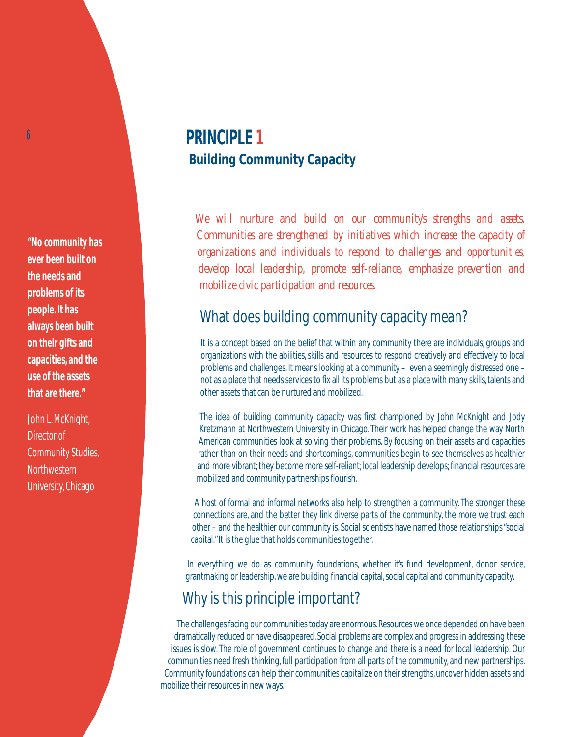# PRINCIPLE 1

## Building Community Capacity

*We will nurture and build on our community's strengths and assets. Communities are strengthened by initiatives which increase the capacity of organizations and individuals to respond to challenges and opportunities, develop local leadership, promote self-reliance, emphasize prevention and mobilize civic participation and resources.*

**"No community has ever been built on the needs and problems of its people. It has always been built on their gifts and capacities, and the use of the assets that are there."**

John L. McKnight, Director of Community Studies, Northwestern University, Chicago

### What does building community capacity mean?

It is a concept based on the belief that within any community there are individuals, groups and organizations with the abilities, skills and resources to respond creatively and effectively to local problems and challenges. It means looking at a community – even a seemingly distressed one – not as a place that needs services to fix all its problems but as a place with many skills, talents and other assets that can be nurtured and mobilized.

The idea of building community capacity was first championed by John McKnight and Jody Kretzmann at Northwestern University in Chicago. Their work has helped change the way North American communities look at solving their problems. By focusing on their assets and capacities rather than on their needs and shortcomings, communities begin to see themselves as healthier and more vibrant; they become more self-reliant; local leadership develops; financial resources are mobilized and community partnerships flourish.

A host of formal and informal networks also help to strengthen a community. The stronger these connections are, and the better they link diverse parts of the community, the more we trust each other – and the healthier our community is. Social scientists have named those relationships "social capital." It is the glue that holds communities together.

In everything we do as community foundations, whether it's fund development, donor service, grantmaking or leadership, we are building financial capital, social capital and community capacity.

### Why is this principle important?

The challenges facing our communities today are enormous. Resources we once depended on have been dramatically reduced or have disappeared. Social problems are complex and progress in addressing these issues is slow. The role of government continues to change and there is a need for local leadership. Our communities need fresh thinking, full participation from all parts of the community, and new partnerships. Community foundations can help their communities capitalize on their strengths, uncover hidden assets and mobilize their resources in new ways.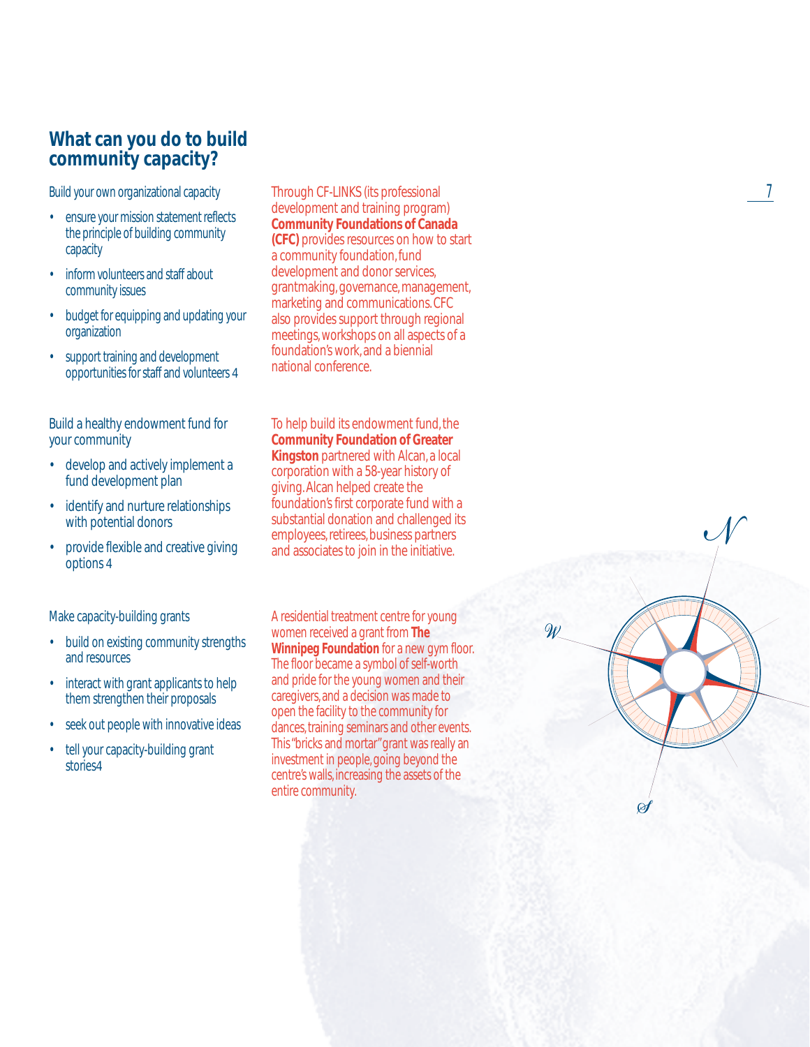## What can you do to build community capacity?

Build your own organizational capacity

- ensure your mission statement reflects the principle of building community capacity
- inform volunteers and staff about community issues
- budget for equipping and updating your organization
- support training and development opportunities for staff and volunteers 4

Through CF-LINKS (its professional development and training program) **Community Foundations of Canada (CFC)** provides resources on how to start a community foundation, fund development and donor services, grantmaking, governance, management, marketing and communications. CFC also provides support through regional meetings, workshops on all aspects of a foundation's work, and a biennial national conference.

Build a healthy endowment fund for your community

- develop and actively implement a fund development plan
- identify and nurture relationships with potential donors
- provide flexible and creative giving options 4

To help build its endowment fund, the **Community Foundation of Greater Kingston** partnered with Alcan, a local corporation with a 58-year history of giving. Alcan helped create the foundation's first corporate fund with a substantial donation and challenged its employees, retirees, business partners and associates to join in the initiative.

Make capacity-building grants

- build on existing community strengths and resources
- interact with grant applicants to help them strengthen their proposals
- seek out people with innovative ideas
- tell your capacity-building grant stories4

A residential treatment centre for young women received a grant from **The Winnipeg Foundation** for a new gym floor. The floor became a symbol of self-worth and pride for the young women and their caregivers, and a decision was made to open the facility to the community for dances, training seminars and other events. This "bricks and mortar" grant was really an investment in people, going beyond the centre's walls, increasing the assets of the entire community.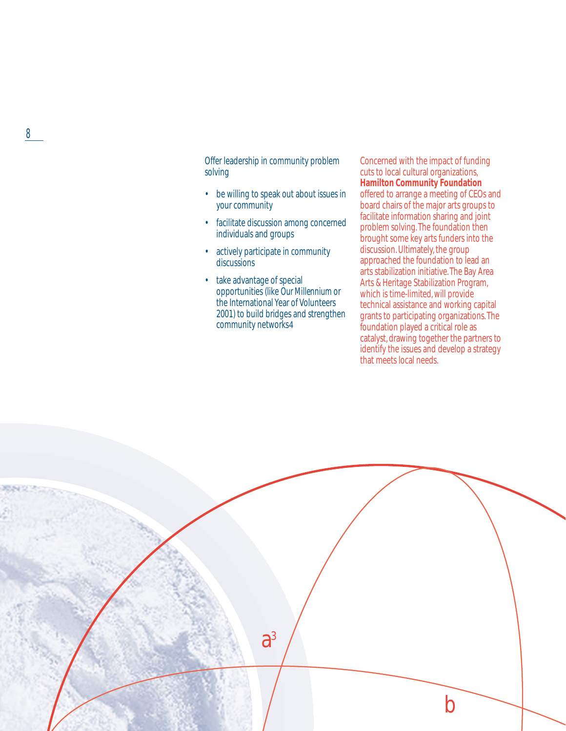Offer leadership in community problem solving

- be willing to speak out about issues in your community
- facilitate discussion among concerned individuals and groups
- actively participate in community discussions
- take advantage of special opportunities (like Our Millennium or the International Year of Volunteers 2001) to build bridges and strengthen community networks4

Concerned with the impact of funding cuts to local cultural organizations, **Hamilton Community Foundation** offered to arrange a meeting of CEOs and board chairs of the major arts groups to facilitate information sharing and joint problem solving. The foundation then brought some key arts funders into the discussion. Ultimately, the group approached the foundation to lead an arts stabilization initiative. The Bay Area Arts & Heritage Stabilization Program, which is time-limited, will provide technical assistance and working capital grants to participating organizations. The foundation played a critical role as catalyst, drawing together the partners to identify the issues and develop a strategy that meets local needs.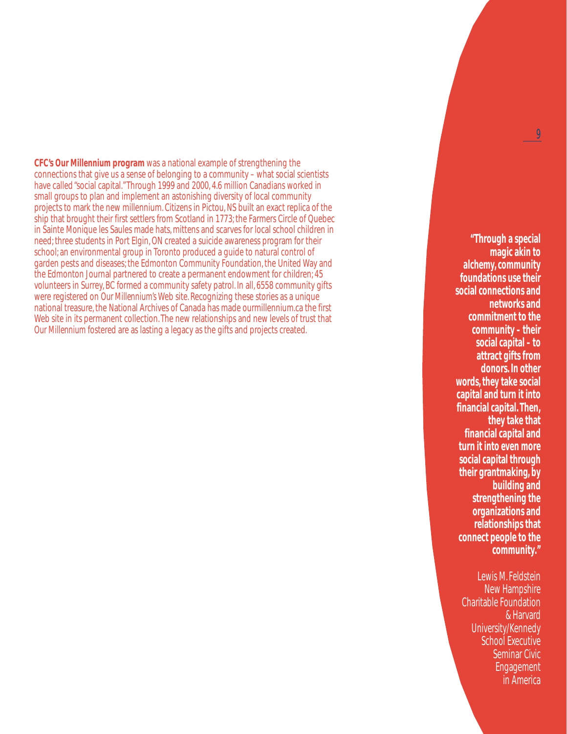**CFC's Our Millennium program** was a national example of strengthening the connections that give us a sense of belonging to a community – what social scientists have called "social capital." Through 1999 and 2000, 4.6 million Canadians worked in small groups to plan and implement an astonishing diversity of local community projects to mark the new millennium. Citizens in Pictou, NS built an exact replica of the ship that brought their first settlers from Scotland in 1773; the Farmers Circle of Quebec in Sainte Monique les Saules made hats, mittens and scarves for local school children in need; three students in Port Elgin, ON created a suicide awareness program for their school; an environmental group in Toronto produced a guide to natural control of garden pests and diseases; the Edmonton Community Foundation, the United Way and the Edmonton Journal partnered to create a permanent endowment for children; 45 volunteers in Surrey, BC formed a community safety patrol. In all, 6558 community gifts were registered on Our Millennium's Web site. Recognizing these stories as a unique national treasure, the National Archives of Canada has made ourmillennium.ca the first Web site in its permanent collection. The new relationships and new levels of trust that Our Millennium fostered are as lasting a legacy as the gifts and projects created.

**"Through a special magic akin to alchemy, community foundations use their social connections and networks and commitment to the community – their social capital – to attract gifts from donors. In other words, they take social capital and turn it into financial capital. Then, they take that financial capital and turn it into even more social capital through their grantmaking, by building and strengthening the organizations and relationships that connect people to the community."**

Lewis M. Feldstein
New Hampshire Charitable Foundation & Harvard University/Kennedy School Executive Seminar Civic Engagement in America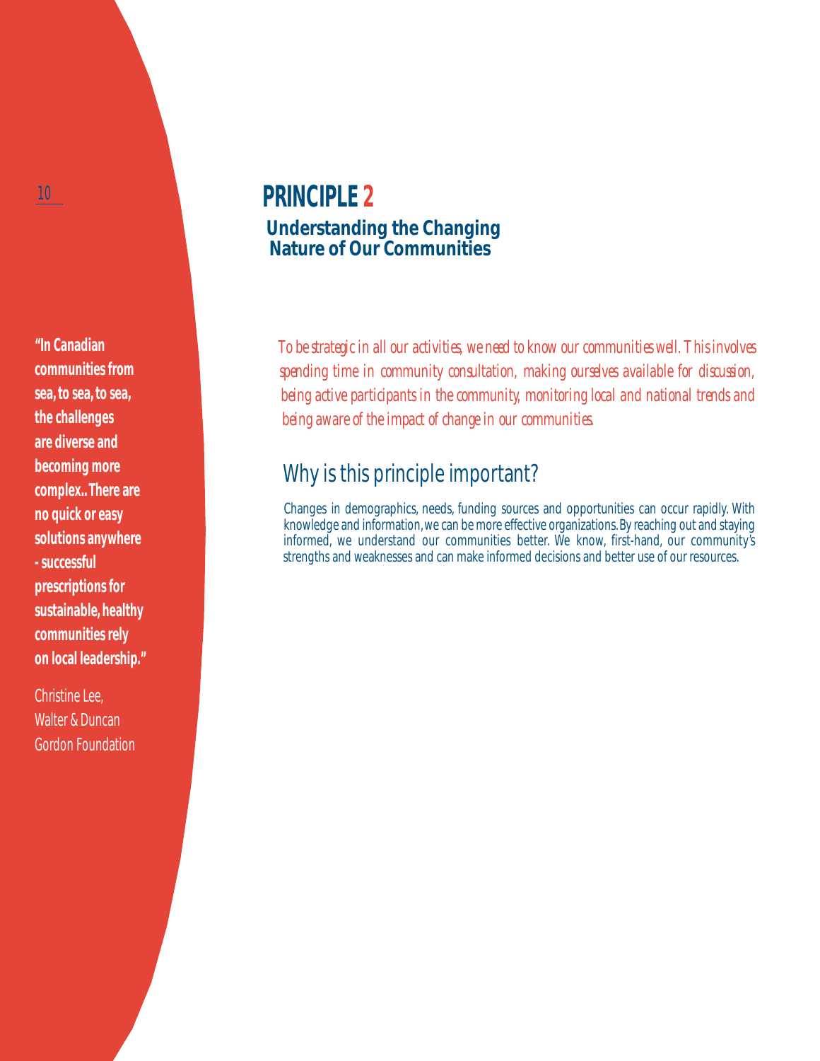# PRINCIPLE 2

## Understanding the Changing Nature of Our Communities

**"In Canadian communities from sea, to sea, to sea, the challenges are diverse and becoming more complex.. There are no quick or easy solutions anywhere - successful prescriptions for sustainable, healthy communities rely on local leadership."**

Christine Lee,
Walter & Duncan Gordon Foundation

*To be strategic in all our activities, we need to know our communities well. This involves spending time in community consultation, making ourselves available for discussion, being active participants in the community, monitoring local and national trends and being aware of the impact of change in our communities.*

## Why is this principle important?

Changes in demographics, needs, funding sources and opportunities can occur rapidly. With knowledge and information, we can be more effective organizations. By reaching out and staying informed, we understand our communities better. We know, first-hand, our community's strengths and weaknesses and can make informed decisions and better use of our resources.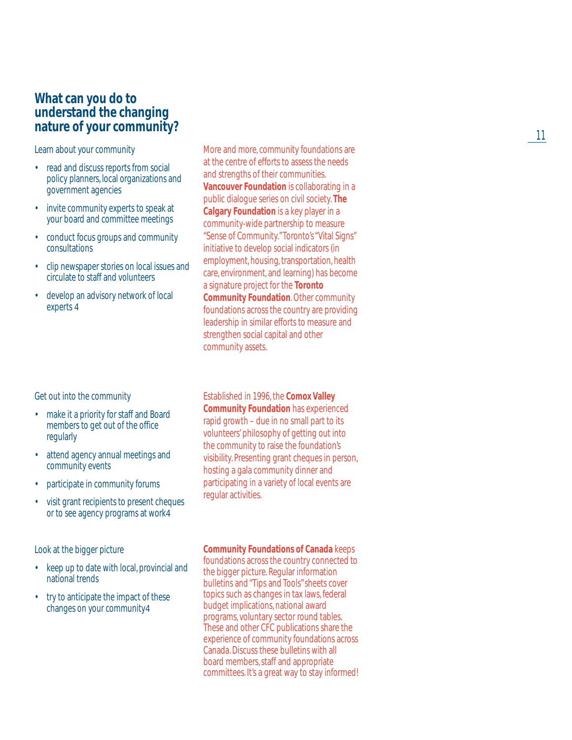## What can you do to understand the changing nature of your community?

Learn about your community

- read and discuss reports from social policy planners, local organizations and government agencies
- invite community experts to speak at your board and committee meetings
- conduct focus groups and community consultations
- clip newspaper stories on local issues and circulate to staff and volunteers
- develop an advisory network of local experts 4

More and more, community foundations are at the centre of efforts to assess the needs and strengths of their communities. **Vancouver Foundation** is collaborating in a public dialogue series on civil society. **The Calgary Foundation** is a key player in a community-wide partnership to measure "Sense of Community." Toronto's "Vital Signs" initiative to develop social indicators (in employment, housing, transportation, health care, environment, and learning) has become a signature project for the **Toronto Community Foundation**. Other community foundations across the country are providing leadership in similar efforts to measure and strengthen social capital and other community assets.

Get out into the community

- make it a priority for staff and Board members to get out of the office regularly
- attend agency annual meetings and community events
- participate in community forums
- visit grant recipients to present cheques or to see agency programs at work4

Established in 1996, the **Comox Valley Community Foundation** has experienced rapid growth – due in no small part to its volunteers' philosophy of getting out into the community to raise the foundation's visibility. Presenting grant cheques in person, hosting a gala community dinner and participating in a variety of local events are regular activities.

Look at the bigger picture

- keep up to date with local, provincial and national trends
- try to anticipate the impact of these changes on your community4

**Community Foundations of Canada** keeps foundations across the country connected to the bigger picture. Regular information bulletins and "Tips and Tools" sheets cover topics such as changes in tax laws, federal budget implications, national award programs, voluntary sector round tables. These and other CFC publications share the experience of community foundations across Canada. Discuss these bulletins with all board members, staff and appropriate committees. It's a great way to stay informed!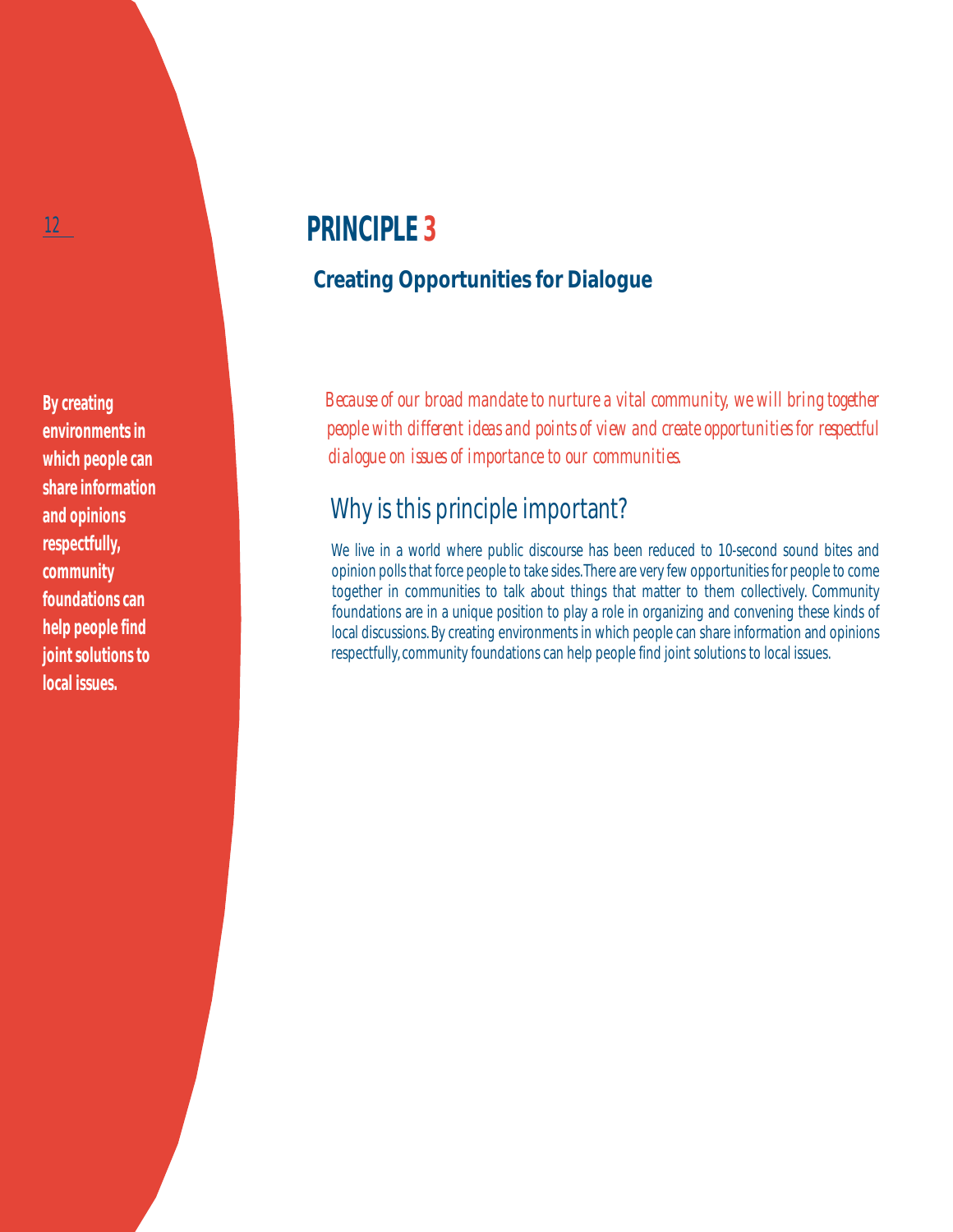**By creating environments in which people can share information and opinions respectfully, community foundations can help people find joint solutions to local issues.**

# PRINCIPLE 3

## Creating Opportunities for Dialogue

*Because of our broad mandate to nurture a vital community, we will bring together people with different ideas and points of view and create opportunities for respectful dialogue on issues of importance to our communities.*

## Why is this principle important?

We live in a world where public discourse has been reduced to 10-second sound bites and opinion polls that force people to take sides. There are very few opportunities for people to come together in communities to talk about things that matter to them collectively. Community foundations are in a unique position to play a role in organizing and convening these kinds of local discussions. By creating environments in which people can share information and opinions respectfully, community foundations can help people find joint solutions to local issues.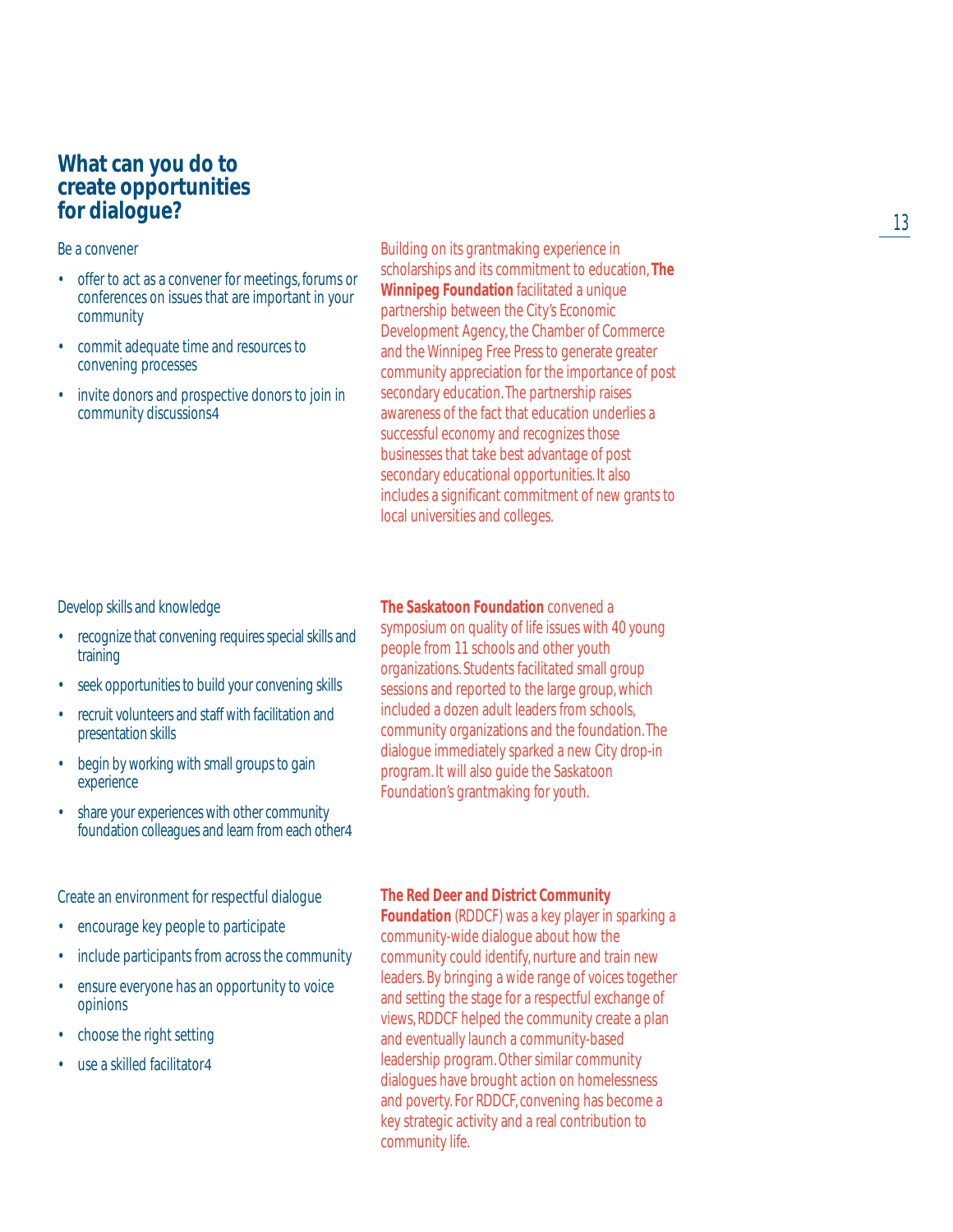## What can you do to create opportunities for dialogue?

Be a convener

- offer to act as a convener for meetings, forums or conferences on issues that are important in your community
- commit adequate time and resources to convening processes
- invite donors and prospective donors to join in community discussions4

Building on its grantmaking experience in scholarships and its commitment to education, **The Winnipeg Foundation** facilitated a unique partnership between the City's Economic Development Agency, the Chamber of Commerce and the Winnipeg Free Press to generate greater community appreciation for the importance of post secondary education. The partnership raises awareness of the fact that education underlies a successful economy and recognizes those businesses that take best advantage of post secondary educational opportunities. It also includes a significant commitment of new grants to local universities and colleges.

Develop skills and knowledge

- recognize that convening requires special skills and training
- seek opportunities to build your convening skills
- recruit volunteers and staff with facilitation and presentation skills
- begin by working with small groups to gain experience
- share your experiences with other community foundation colleagues and learn from each other4

**The Saskatoon Foundation** convened a symposium on quality of life issues with 40 young people from 11 schools and other youth organizations. Students facilitated small group sessions and reported to the large group, which included a dozen adult leaders from schools, community organizations and the foundation. The dialogue immediately sparked a new City drop-in program. It will also guide the Saskatoon Foundation's grantmaking for youth.

Create an environment for respectful dialogue

- encourage key people to participate
- include participants from across the community
- ensure everyone has an opportunity to voice opinions
- choose the right setting
- use a skilled facilitator4

**The Red Deer and District Community Foundation** (RDDCF) was a key player in sparking a community-wide dialogue about how the community could identify, nurture and train new leaders. By bringing a wide range of voices together and setting the stage for a respectful exchange of views, RDDCF helped the community create a plan and eventually launch a community-based leadership program. Other similar community dialogues have brought action on homelessness and poverty. For RDDCF, convening has become a key strategic activity and a real contribution to community life.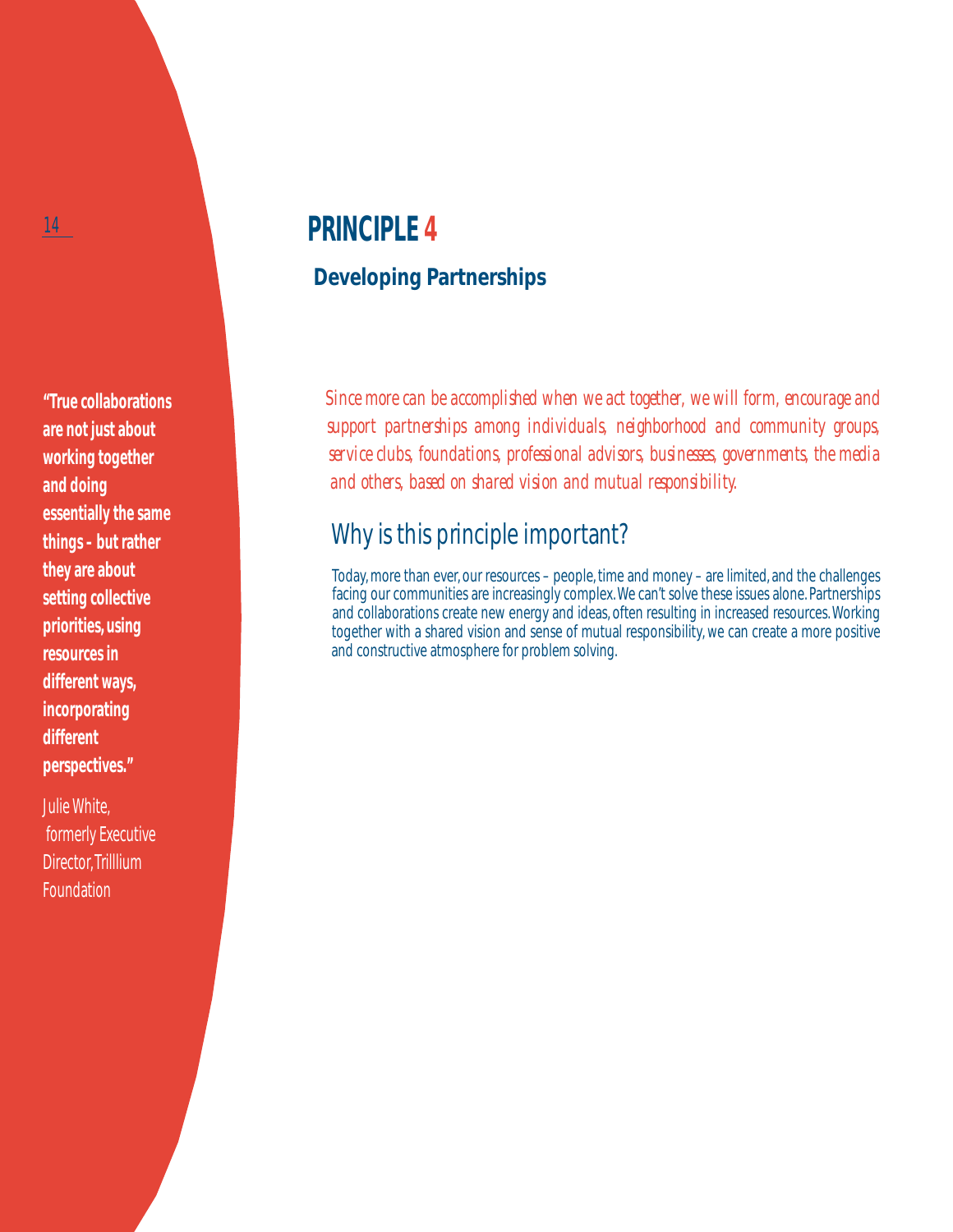# PRINCIPLE 4

## Developing Partnerships

*Since more can be accomplished when we act together, we will form, encourage and support partnerships among individuals, neighborhood and community groups, service clubs, foundations, professional advisors, businesses, governments, the media and others, based on shared vision and mutual responsibility.*

## Why is this principle important?

Today, more than ever, our resources – people, time and money – are limited, and the challenges facing our communities are increasingly complex. We can't solve these issues alone. Partnerships and collaborations create new energy and ideas, often resulting in increased resources. Working together with a shared vision and sense of mutual responsibility, we can create a more positive and constructive atmosphere for problem solving.

**"True collaborations are not just about working together and doing essentially the same things – but rather they are about setting collective priorities, using resources in different ways, incorporating different perspectives."**

Julie White, formerly Executive Director, Trilllium Foundation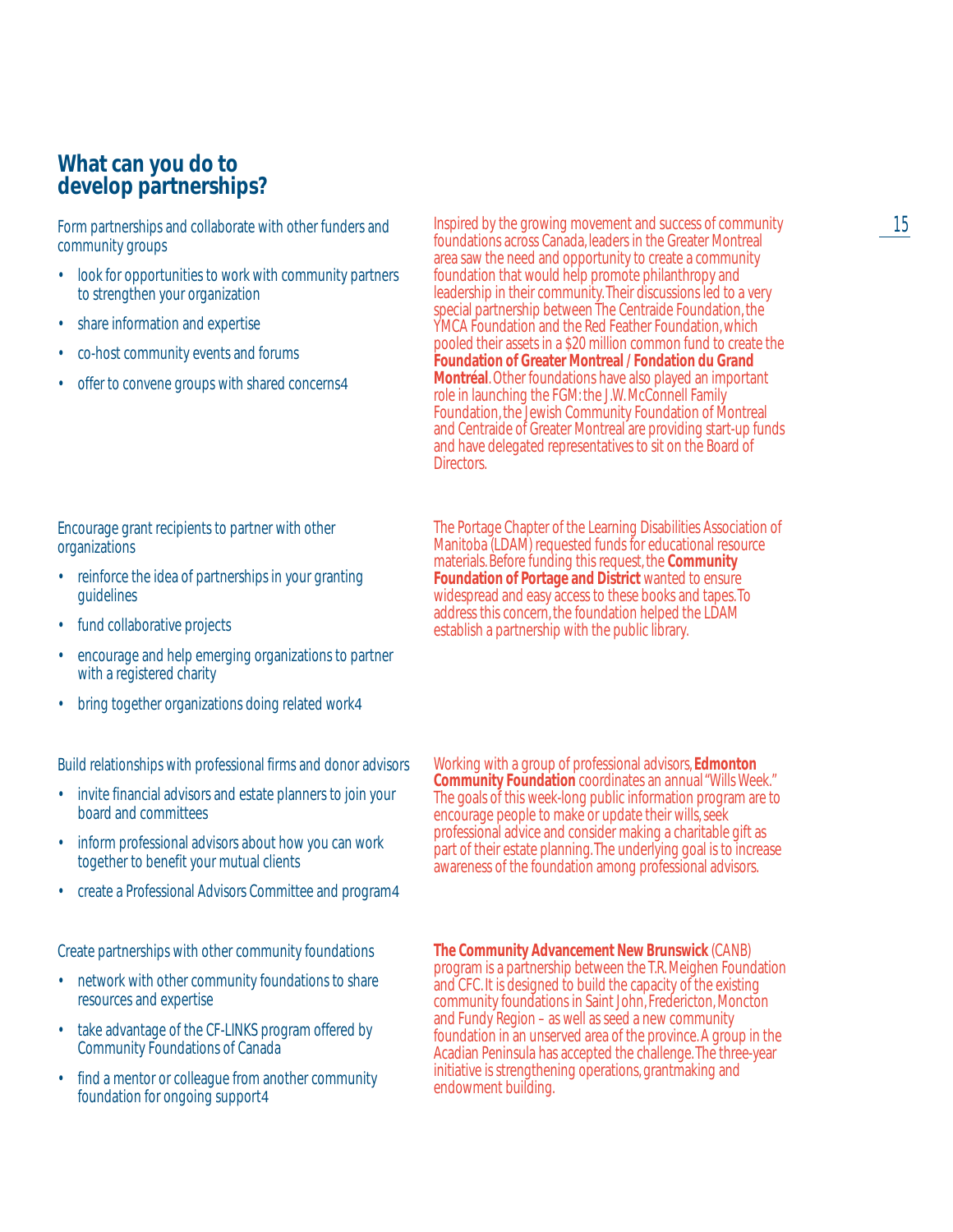## What can you do to develop partnerships?

Form partnerships and collaborate with other funders and community groups

- look for opportunities to work with community partners to strengthen your organization
- share information and expertise
- co-host community events and forums
- offer to convene groups with shared concerns4

Inspired by the growing movement and success of community foundations across Canada, leaders in the Greater Montreal area saw the need and opportunity to create a community foundation that would help promote philanthropy and leadership in their community. Their discussions led to a very special partnership between The Centraide Foundation, the YMCA Foundation and the Red Feather Foundation, which pooled their assets in a $20 million common fund to create the **Foundation of Greater Montreal / Fondation du Grand Montréal**. Other foundations have also played an important role in launching the FGM: the J.W. McConnell Family Foundation, the Jewish Community Foundation of Montreal and Centraide of Greater Montreal are providing start-up funds and have delegated representatives to sit on the Board of Directors.

Encourage grant recipients to partner with other organizations

- reinforce the idea of partnerships in your granting guidelines
- fund collaborative projects
- encourage and help emerging organizations to partner with a registered charity
- bring together organizations doing related work4

The Portage Chapter of the Learning Disabilities Association of Manitoba (LDAM) requested funds for educational resource materials. Before funding this request, the **Community Foundation of Portage and District** wanted to ensure widespread and easy access to these books and tapes. To address this concern, the foundation helped the LDAM establish a partnership with the public library.

Build relationships with professional firms and donor advisors

- invite financial advisors and estate planners to join your board and committees
- inform professional advisors about how you can work together to benefit your mutual clients
- create a Professional Advisors Committee and program4

Working with a group of professional advisors, **Edmonton Community Foundation** coordinates an annual "Wills Week." The goals of this week-long public information program are to encourage people to make or update their wills, seek professional advice and consider making a charitable gift as part of their estate planning. The underlying goal is to increase awareness of the foundation among professional advisors.

Create partnerships with other community foundations

- network with other community foundations to share resources and expertise
- take advantage of the CF-LINKS program offered by Community Foundations of Canada
- find a mentor or colleague from another community foundation for ongoing support4

**The Community Advancement New Brunswick** (CANB) program is a partnership between the T.R. Meighen Foundation and CFC. It is designed to build the capacity of the existing community foundations in Saint John, Fredericton, Moncton and Fundy Region – as well as seed a new community foundation in an unserved area of the province. A group in the Acadian Peninsula has accepted the challenge. The three-year initiative is strengthening operations, grantmaking and endowment building.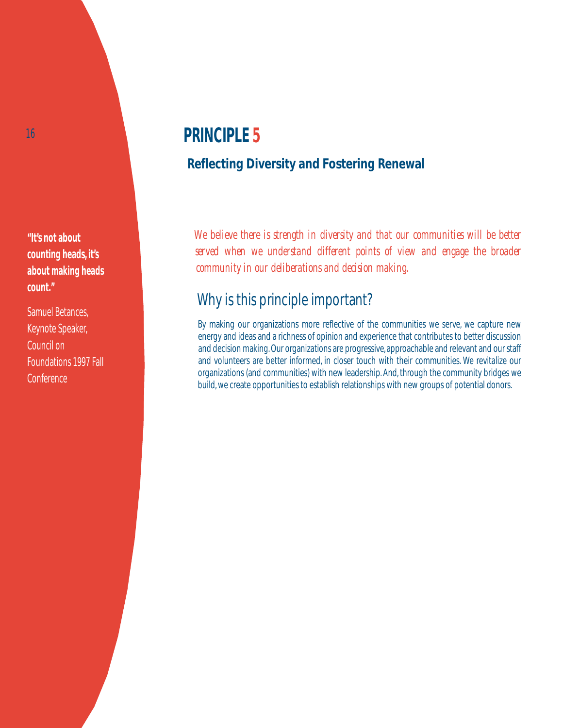# PRINCIPLE 5

## Reflecting Diversity and Fostering Renewal

**"It's not about counting heads, it's about making heads count."**

Samuel Betances, Keynote Speaker, Council on Foundations 1997 Fall Conference

*We believe there is strength in diversity and that our communities will be better served when we understand different points of view and engage the broader community in our deliberations and decision making.*

### Why is this principle important?

By making our organizations more reflective of the communities we serve, we capture new energy and ideas and a richness of opinion and experience that contributes to better discussion and decision making. Our organizations are progressive, approachable and relevant and our staff and volunteers are better informed, in closer touch with their communities. We revitalize our organizations (and communities) with new leadership. And, through the community bridges we build, we create opportunities to establish relationships with new groups of potential donors.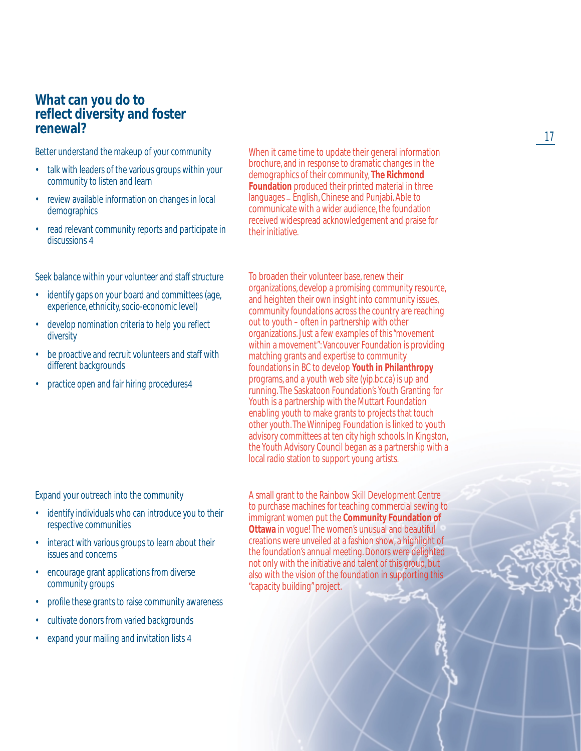## What can you do to reflect diversity and foster renewal?

Better understand the makeup of your community

- talk with leaders of the various groups within your community to listen and learn
- review available information on changes in local demographics
- read relevant community reports and participate in discussions 4

When it came time to update their general information brochure, and in response to dramatic changes in the demographics of their community, **The Richmond Foundation** produced their printed material in three languages – English, Chinese and Punjabi. Able to communicate with a wider audience, the foundation received widespread acknowledgement and praise for their initiative.

Seek balance within your volunteer and staff structure

- identify gaps on your board and committees (age, experience, ethnicity, socio-economic level)
- develop nomination criteria to help you reflect diversity
- be proactive and recruit volunteers and staff with different backgrounds
- practice open and fair hiring procedures4

To broaden their volunteer base, renew their organizations, develop a promising community resource, and heighten their own insight into community issues, community foundations across the country are reaching out to youth – often in partnership with other organizations. Just a few examples of this "movement within a movement": Vancouver Foundation is providing matching grants and expertise to community foundations in BC to develop **Youth in Philanthropy** programs, and a youth web site (yip.bc.ca) is up and running. The Saskatoon Foundation's Youth Granting for Youth is a partnership with the Muttart Foundation enabling youth to make grants to projects that touch other youth. The Winnipeg Foundation is linked to youth advisory committees at ten city high schools. In Kingston, the Youth Advisory Council began as a partnership with a local radio station to support young artists.

Expand your outreach into the community

- identify individuals who can introduce you to their respective communities
- interact with various groups to learn about their issues and concerns
- encourage grant applications from diverse community groups
- profile these grants to raise community awareness
- cultivate donors from varied backgrounds
- expand your mailing and invitation lists 4

A small grant to the Rainbow Skill Development Centre to purchase machines for teaching commercial sewing to immigrant women put the **Community Foundation of Ottawa** in vogue! The women's unusual and beautiful creations were unveiled at a fashion show, a highlight of the foundation's annual meeting. Donors were delighted not only with the initiative and talent of this group, but also with the vision of the foundation in supporting this "capacity building" project.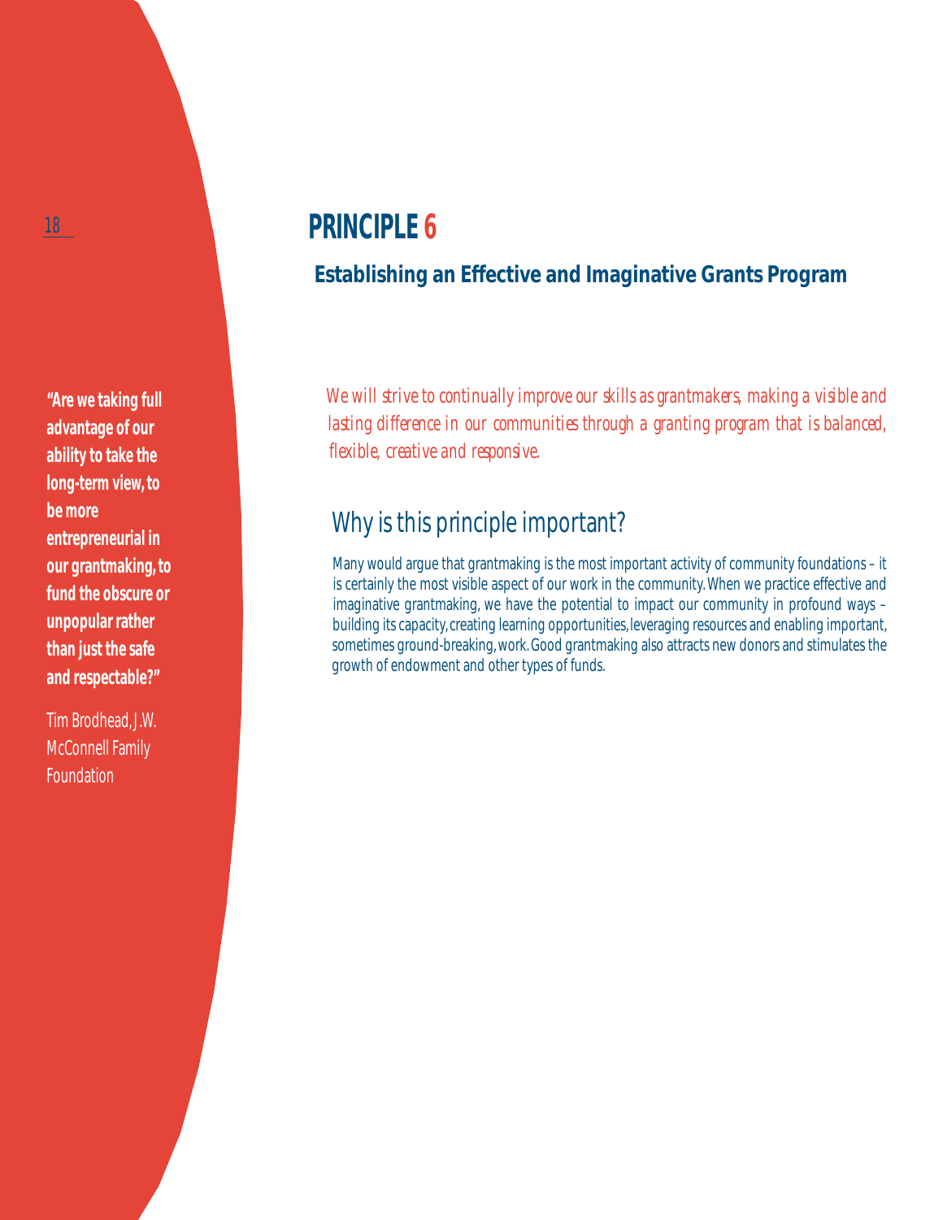**"Are we taking full advantage of our ability to take the long-term view, to be more entrepreneurial in our grantmaking, to fund the obscure or unpopular rather than just the safe and respectable?"**

Tim Brodhead, J.W. McConnell Family Foundation

# PRINCIPLE 6

## Establishing an Effective and Imaginative Grants Program

*We will strive to continually improve our skills as grantmakers, making a visible and lasting difference in our communities through a granting program that is balanced, flexible, creative and responsive.*

## Why is this principle important?

Many would argue that grantmaking is the most important activity of community foundations – it is certainly the most visible aspect of our work in the community. When we practice effective and imaginative grantmaking, we have the potential to impact our community in profound ways – building its capacity, creating learning opportunities, leveraging resources and enabling important, sometimes ground-breaking, work. Good grantmaking also attracts new donors and stimulates the growth of endowment and other types of funds.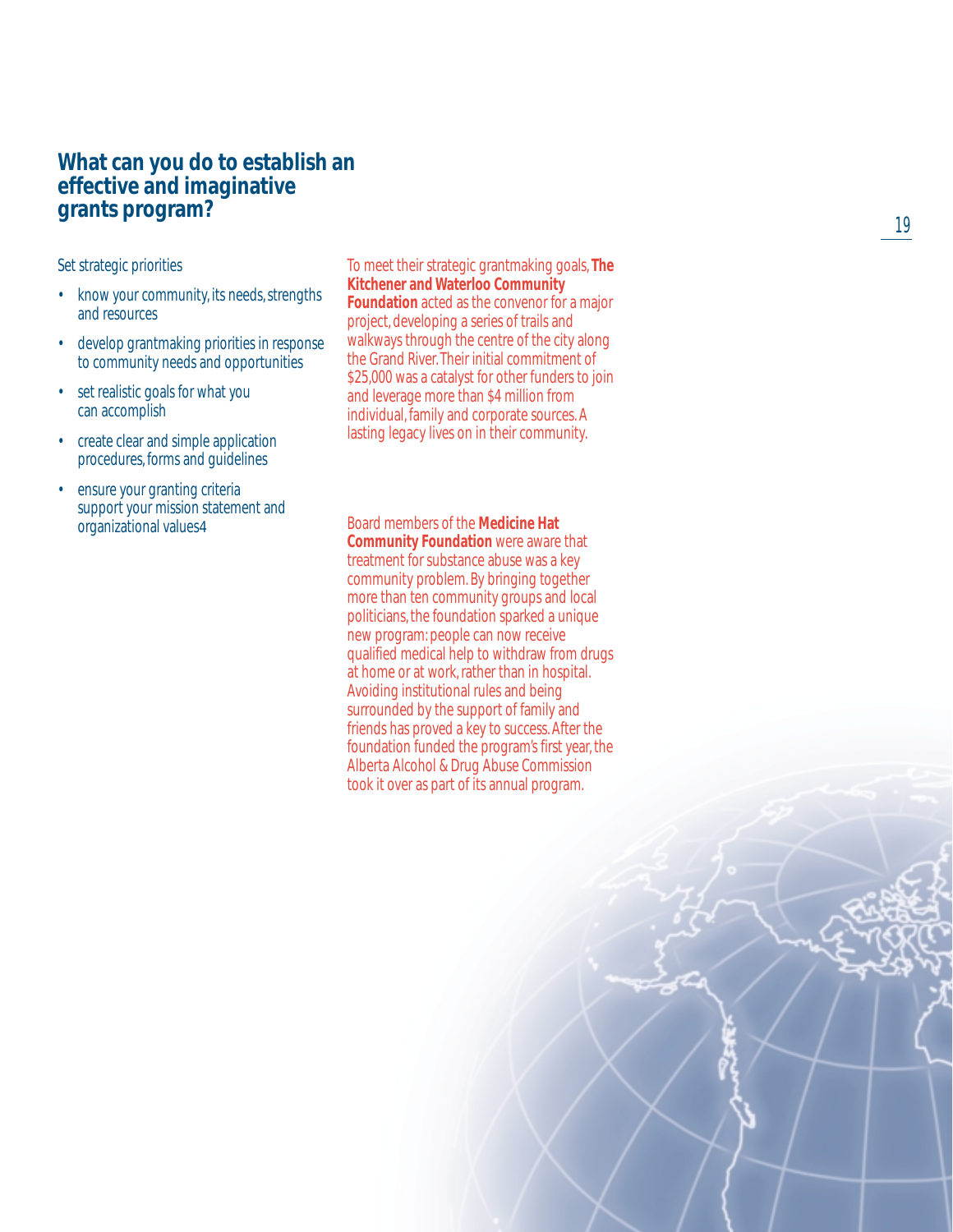## What can you do to establish an effective and imaginative grants program?

Set strategic priorities

- know your community, its needs, strengths and resources
- develop grantmaking priorities in response to community needs and opportunities
- set realistic goals for what you can accomplish
- create clear and simple application procedures, forms and guidelines
- ensure your granting criteria support your mission statement and organizational values4

To meet their strategic grantmaking goals, **The Kitchener and Waterloo Community Foundation** acted as the convenor for a major project, developing a series of trails and walkways through the centre of the city along the Grand River. Their initial commitment of $25,000 was a catalyst for other funders to join and leverage more than $4 million from individual, family and corporate sources. A lasting legacy lives on in their community.

Board members of the **Medicine Hat Community Foundation** were aware that treatment for substance abuse was a key community problem. By bringing together more than ten community groups and local politicians, the foundation sparked a unique new program: people can now receive qualified medical help to withdraw from drugs at home or at work, rather than in hospital. Avoiding institutional rules and being surrounded by the support of family and friends has proved a key to success. After the foundation funded the program's first year, the Alberta Alcohol & Drug Abuse Commission took it over as part of its annual program.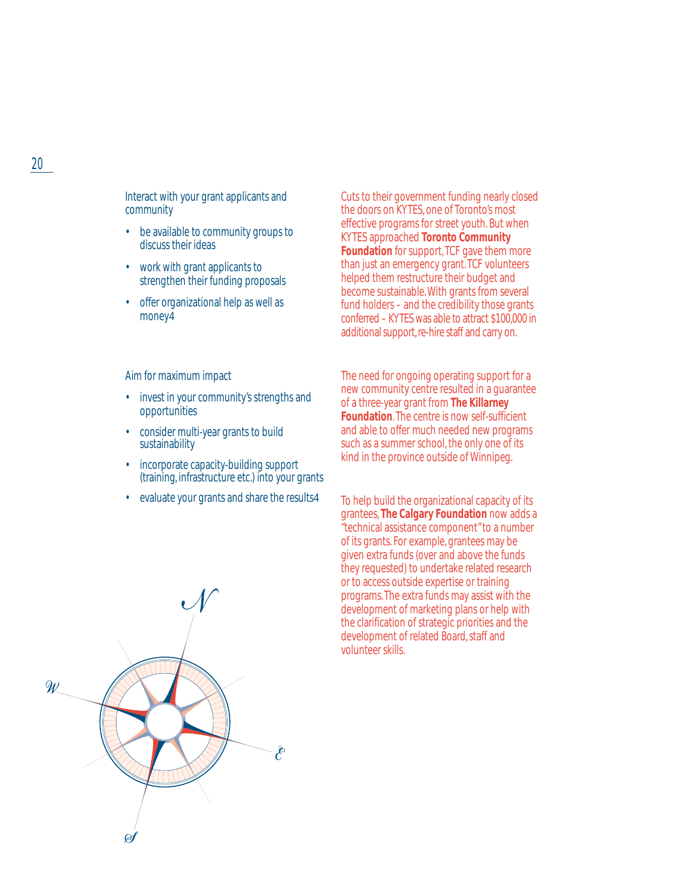Interact with your grant applicants and community

- be available to community groups to discuss their ideas
- work with grant applicants to strengthen their funding proposals
- offer organizational help as well as money4

Cuts to their government funding nearly closed the doors on KYTES, one of Toronto's most effective programs for street youth. But when KYTES approached **Toronto Community Foundation** for support, TCF gave them more than just an emergency grant. TCF volunteers helped them restructure their budget and become sustainable. With grants from several fund holders – and the credibility those grants conferred – KYTES was able to attract $100,000 in additional support, re-hire staff and carry on.

Aim for maximum impact

- invest in your community's strengths and opportunities
- consider multi-year grants to build sustainability
- incorporate capacity-building support (training, infrastructure etc.) into your grants
- evaluate your grants and share the results4

The need for ongoing operating support for a new community centre resulted in a guarantee of a three-year grant from **The Killarney Foundation**. The centre is now self-sufficient and able to offer much needed new programs such as a summer school, the only one of its kind in the province outside of Winnipeg.

To help build the organizational capacity of its grantees, **The Calgary Foundation** now adds a "technical assistance component" to a number of its grants. For example, grantees may be given extra funds (over and above the funds they requested) to undertake related research or to access outside expertise or training programs. The extra funds may assist with the development of marketing plans or help with the clarification of strategic priorities and the development of related Board, staff and volunteer skills.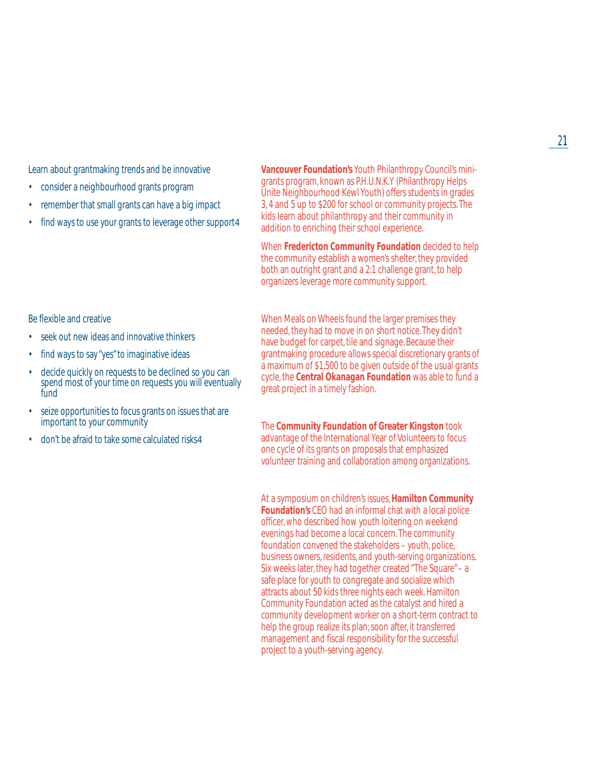Learn about grantmaking trends and be innovative

- consider a neighbourhood grants program
- remember that small grants can have a big impact
- find ways to use your grants to leverage other support4

**Vancouver Foundation's** Youth Philanthropy Council's mini-grants program, known as P.H.U.N.K.Y (Philanthropy Helps Unite Neighbourhood Kewl Youth) offers students in grades 3, 4 and 5 up to $200 for school or community projects. The kids learn about philanthropy and their community in addition to enriching their school experience.

When **Fredericton Community Foundation** decided to help the community establish a women's shelter, they provided both an outright grant and a 2:1 challenge grant, to help organizers leverage more community support.

Be flexible and creative

- seek out new ideas and innovative thinkers
- find ways to say "yes" to imaginative ideas
- decide quickly on requests to be declined so you can spend most of your time on requests you will eventually fund
- seize opportunities to focus grants on issues that are important to your community
- don't be afraid to take some calculated risks4

When Meals on Wheels found the larger premises they needed, they had to move in on short notice. They didn't have budget for carpet, tile and signage. Because their grantmaking procedure allows special discretionary grants of a maximum of $1,500 to be given outside of the usual grants cycle, the **Central Okanagan Foundation** was able to fund a great project in a timely fashion.

The **Community Foundation of Greater Kingston** took advantage of the International Year of Volunteers to focus one cycle of its grants on proposals that emphasized volunteer training and collaboration among organizations.

At a symposium on children's issues, **Hamilton Community Foundation's** CEO had an informal chat with a local police officer, who described how youth loitering on weekend evenings had become a local concern. The community foundation convened the stakeholders – youth, police, business owners, residents, and youth-serving organizations. Six weeks later, they had together created "The Square" – a safe place for youth to congregate and socialize which attracts about 50 kids three nights each week. Hamilton Community Foundation acted as the catalyst and hired a community development worker on a short-term contract to help the group realize its plan; soon after, it transferred management and fiscal responsibility for the successful project to a youth-serving agency.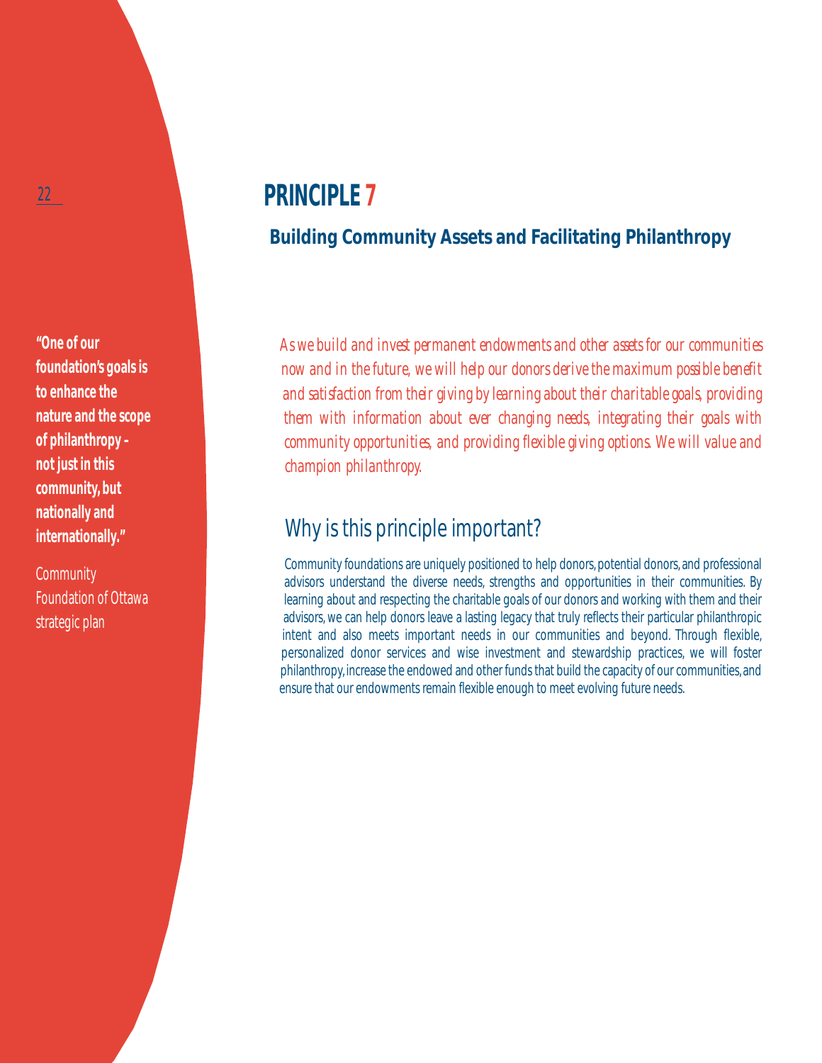**"One of our foundation's goals is to enhance the nature and the scope of philanthropy - not just in this community, but nationally and internationally."**

Community Foundation of Ottawa strategic plan

# PRINCIPLE 7

## Building Community Assets and Facilitating Philanthropy

*As we build and invest permanent endowments and other assets for our communities now and in the future, we will help our donors derive the maximum possible benefit and satisfaction from their giving by learning about their charitable goals, providing them with information about ever changing needs, integrating their goals with community opportunities, and providing flexible giving options. We will value and champion philanthropy.*

## Why is this principle important?

Community foundations are uniquely positioned to help donors, potential donors, and professional advisors understand the diverse needs, strengths and opportunities in their communities. By learning about and respecting the charitable goals of our donors and working with them and their advisors, we can help donors leave a lasting legacy that truly reflects their particular philanthropic intent and also meets important needs in our communities and beyond. Through flexible, personalized donor services and wise investment and stewardship practices, we will foster philanthropy, increase the endowed and other funds that build the capacity of our communities, and ensure that our endowments remain flexible enough to meet evolving future needs.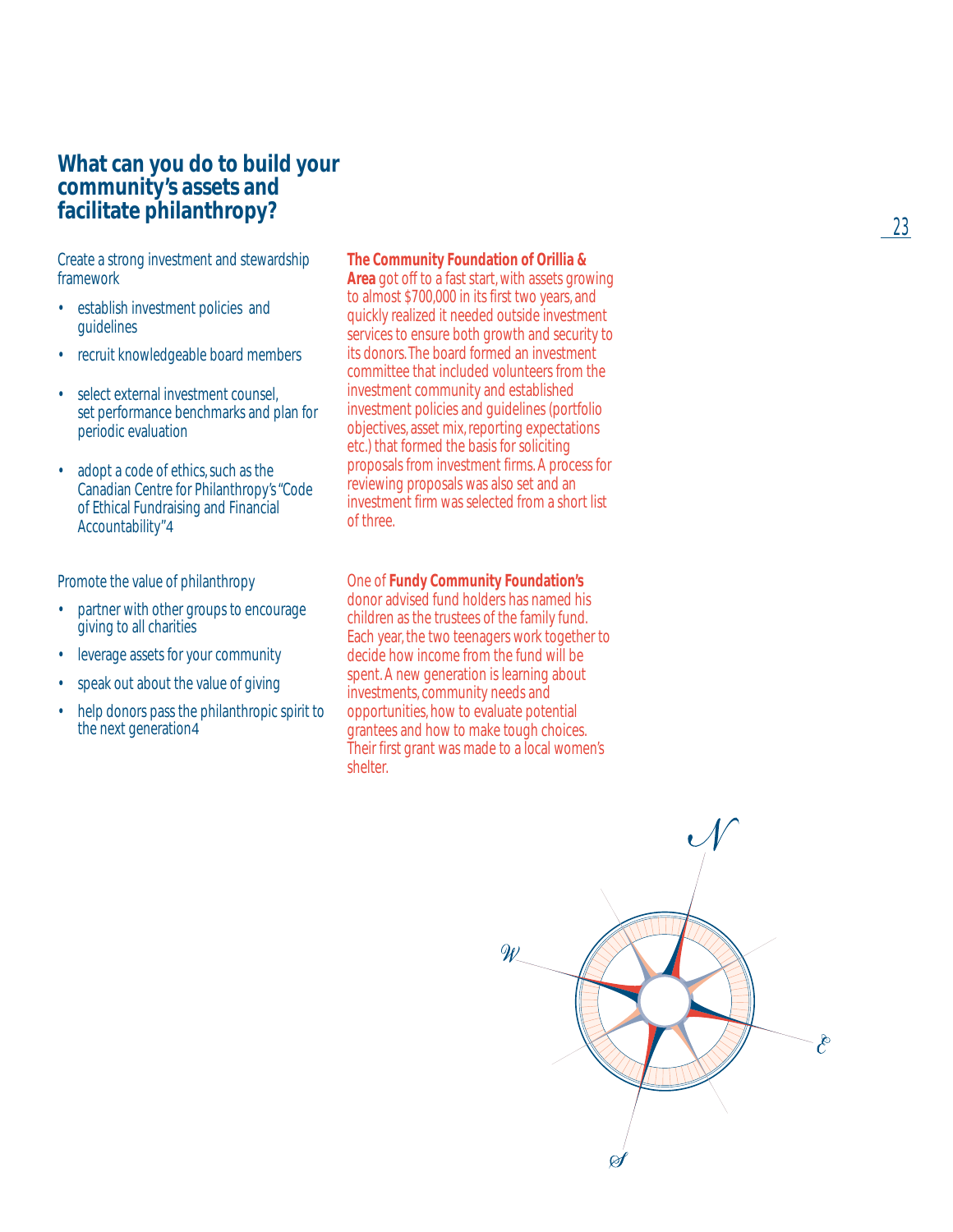## What can you do to build your community's assets and facilitate philanthropy?

Create a strong investment and stewardship framework

- establish investment policies and guidelines
- recruit knowledgeable board members
- select external investment counsel, set performance benchmarks and plan for periodic evaluation
- adopt a code of ethics, such as the Canadian Centre for Philanthropy's "Code of Ethical Fundraising and Financial Accountability"4

Promote the value of philanthropy

- partner with other groups to encourage giving to all charities
- leverage assets for your community
- speak out about the value of giving
- help donors pass the philanthropic spirit to the next generation4

**The Community Foundation of Orillia & Area** got off to a fast start, with assets growing to almost $700,000 in its first two years, and quickly realized it needed outside investment services to ensure both growth and security to its donors. The board formed an investment committee that included volunteers from the investment community and established investment policies and guidelines (portfolio objectives, asset mix, reporting expectations etc.) that formed the basis for soliciting proposals from investment firms. A process for reviewing proposals was also set and an investment firm was selected from a short list of three.

One of **Fundy Community Foundation's** donor advised fund holders has named his children as the trustees of the family fund. Each year, the two teenagers work together to decide how income from the fund will be spent. A new generation is learning about investments, community needs and opportunities, how to evaluate potential grantees and how to make tough choices. Their first grant was made to a local women's shelter.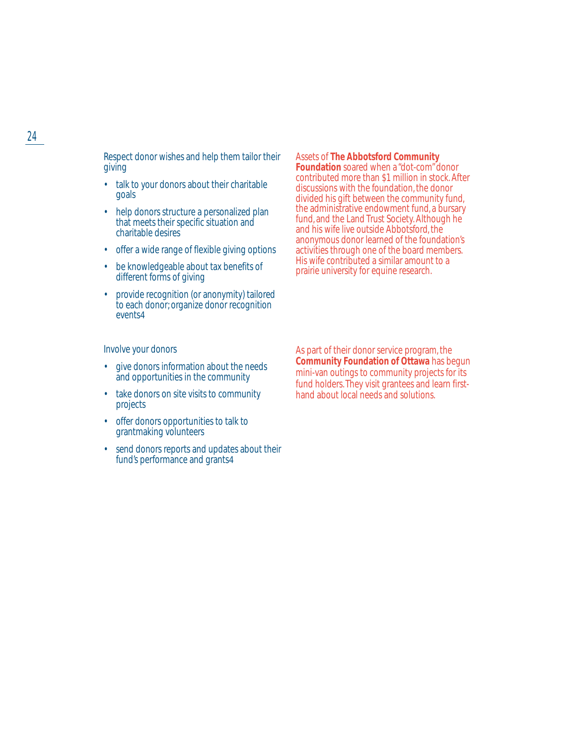Respect donor wishes and help them tailor their giving

- talk to your donors about their charitable goals
- help donors structure a personalized plan that meets their specific situation and charitable desires
- offer a wide range of flexible giving options
- be knowledgeable about tax benefits of different forms of giving
- provide recognition (or anonymity) tailored to each donor; organize donor recognition events4

Assets of **The Abbotsford Community Foundation** soared when a "dot-com" donor contributed more than $1 million in stock. After discussions with the foundation, the donor divided his gift between the community fund, the administrative endowment fund, a bursary fund, and the Land Trust Society. Although he and his wife live outside Abbotsford, the anonymous donor learned of the foundation's activities through one of the board members. His wife contributed a similar amount to a prairie university for equine research.

Involve your donors

- give donors information about the needs and opportunities in the community
- take donors on site visits to community projects
- offer donors opportunities to talk to grantmaking volunteers
- send donors reports and updates about their fund's performance and grants4

As part of their donor service program, the **Community Foundation of Ottawa** has begun mini-van outings to community projects for its fund holders. They visit grantees and learn first-hand about local needs and solutions.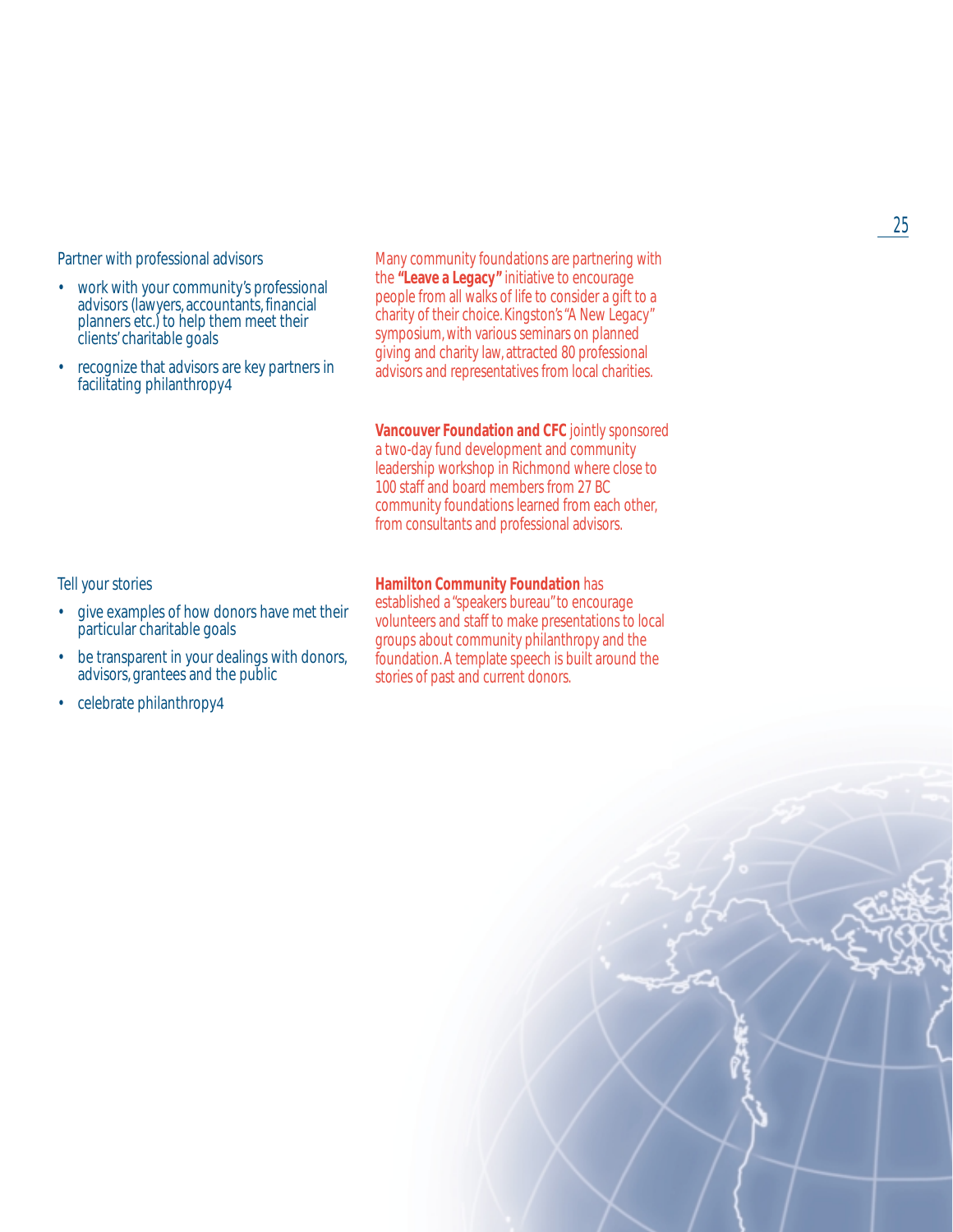Partner with professional advisors

- work with your community's professional advisors (lawyers, accountants, financial planners etc.) to help them meet their clients' charitable goals
- recognize that advisors are key partners in facilitating philanthropy4

Many community foundations are partnering with the **"Leave a Legacy"** initiative to encourage people from all walks of life to consider a gift to a charity of their choice. Kingston's "A New Legacy" symposium, with various seminars on planned giving and charity law, attracted 80 professional advisors and representatives from local charities.

**Vancouver Foundation and CFC** jointly sponsored a two-day fund development and community leadership workshop in Richmond where close to 100 staff and board members from 27 BC community foundations learned from each other, from consultants and professional advisors.

Tell your stories

- give examples of how donors have met their particular charitable goals
- be transparent in your dealings with donors, advisors, grantees and the public
- celebrate philanthropy4

**Hamilton Community Foundation** has established a "speakers bureau" to encourage volunteers and staff to make presentations to local groups about community philanthropy and the foundation. A template speech is built around the stories of past and current donors.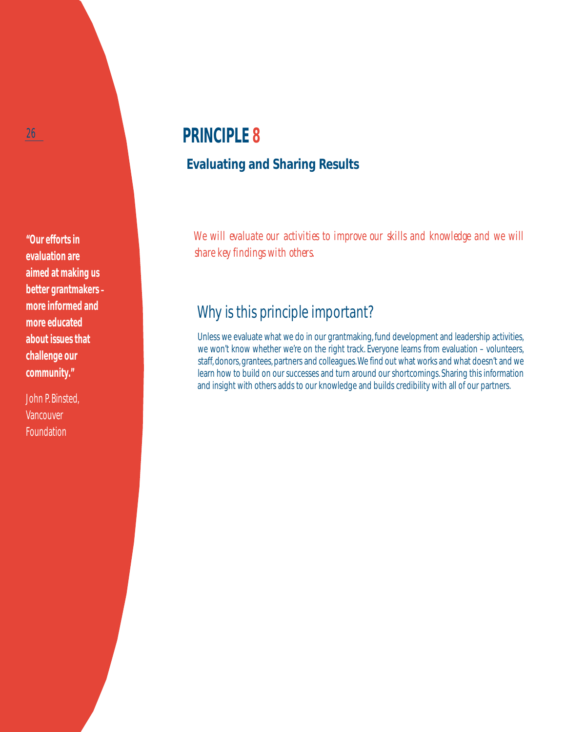# PRINCIPLE 8

## Evaluating and Sharing Results

*We will evaluate our activities to improve our skills and knowledge and we will share key findings with others.*

## Why is this principle important?

Unless we evaluate what we do in our grantmaking, fund development and leadership activities, we won't know whether we're on the right track. Everyone learns from evaluation – volunteers, staff, donors, grantees, partners and colleagues. We find out what works and what doesn't and we learn how to build on our successes and turn around our shortcomings. Sharing this information and insight with others adds to our knowledge and builds credibility with all of our partners.

**"Our efforts in evaluation are aimed at making us better grantmakers - more informed and more educated about issues that challenge our community."**

John P. Binsted, Vancouver Foundation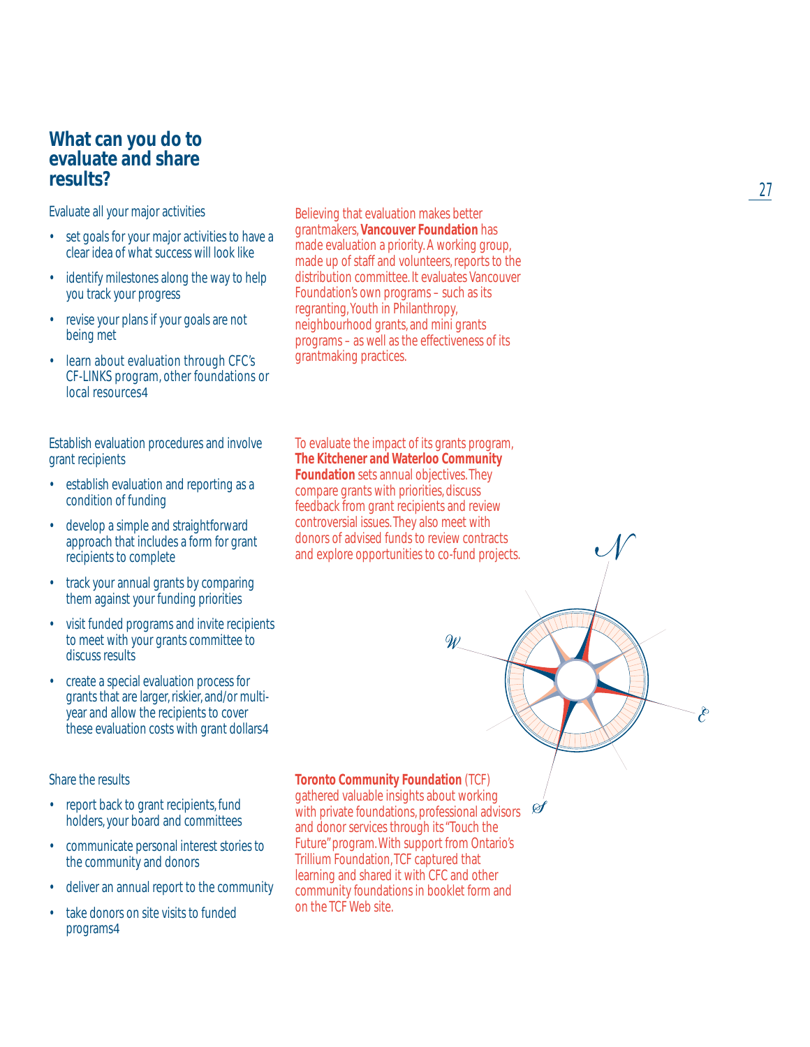## What can you do to evaluate and share results?

Evaluate all your major activities

- set goals for your major activities to have a clear idea of what success will look like
- identify milestones along the way to help you track your progress
- revise your plans if your goals are not being met
- learn about evaluation through CFC's CF-LINKS program, other foundations or local resources4

Believing that evaluation makes better grantmakers, **Vancouver Foundation** has made evaluation a priority. A working group, made up of staff and volunteers, reports to the distribution committee. It evaluates Vancouver Foundation's own programs – such as its regranting, Youth in Philanthropy, neighbourhood grants, and mini grants programs – as well as the effectiveness of its grantmaking practices.

Establish evaluation procedures and involve grant recipients

- establish evaluation and reporting as a condition of funding
- develop a simple and straightforward approach that includes a form for grant recipients to complete
- track your annual grants by comparing them against your funding priorities
- visit funded programs and invite recipients to meet with your grants committee to discuss results
- create a special evaluation process for grants that are larger, riskier, and/or multi-year and allow the recipients to cover these evaluation costs with grant dollars4

To evaluate the impact of its grants program, **The Kitchener and Waterloo Community Foundation** sets annual objectives. They compare grants with priorities, discuss feedback from grant recipients and review controversial issues. They also meet with donors of advised funds to review contracts and explore opportunities to co-fund projects.

Share the results

- report back to grant recipients, fund holders, your board and committees
- communicate personal interest stories to the community and donors
- deliver an annual report to the community
- take donors on site visits to funded programs4

**Toronto Community Foundation** (TCF) gathered valuable insights about working with private foundations, professional advisors and donor services through its "Touch the Future" program. With support from Ontario's Trillium Foundation, TCF captured that learning and shared it with CFC and other community foundations in booklet form and on the TCF Web site.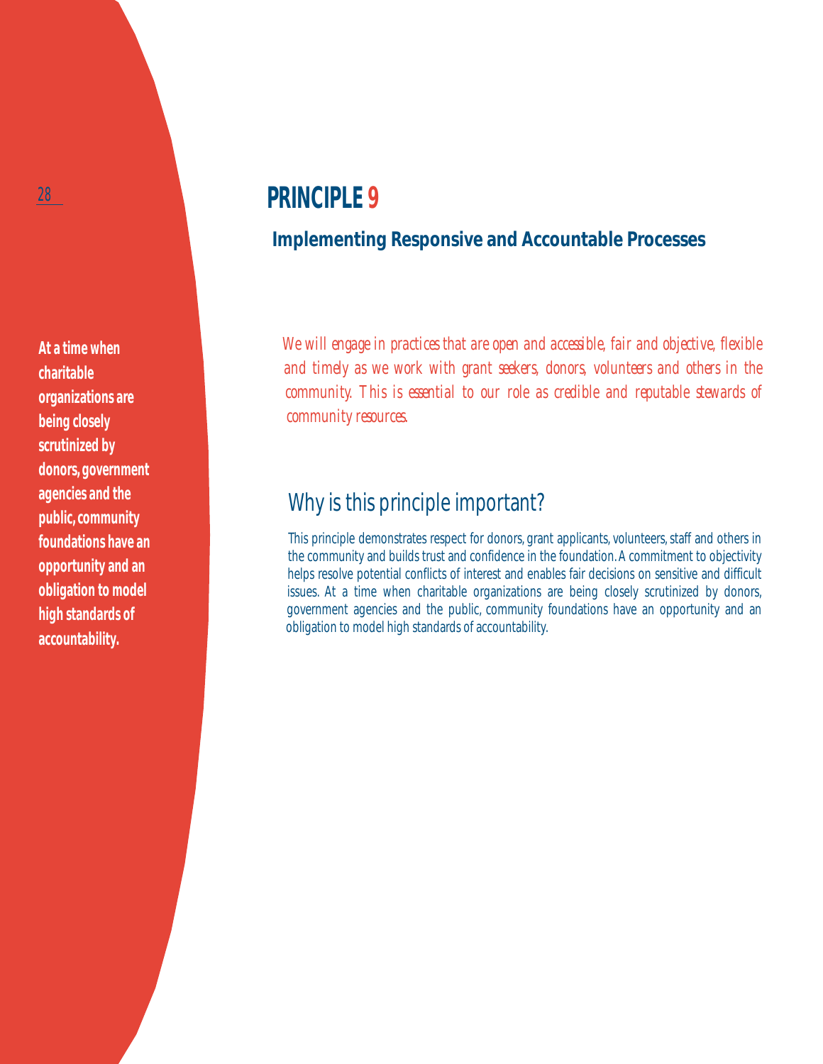**At a time when charitable organizations are being closely scrutinized by donors, government agencies and the public, community foundations have an opportunity and an obligation to model high standards of accountability.**

# PRINCIPLE 9

## Implementing Responsive and Accountable Processes

*We will engage in practices that are open and accessible, fair and objective, flexible and timely as we work with grant seekers, donors, volunteers and others in the community. This is essential to our role as credible and reputable stewards of community resources.*

## Why is this principle important?

This principle demonstrates respect for donors, grant applicants, volunteers, staff and others in the community and builds trust and confidence in the foundation. A commitment to objectivity helps resolve potential conflicts of interest and enables fair decisions on sensitive and difficult issues. At a time when charitable organizations are being closely scrutinized by donors, government agencies and the public, community foundations have an opportunity and an obligation to model high standards of accountability.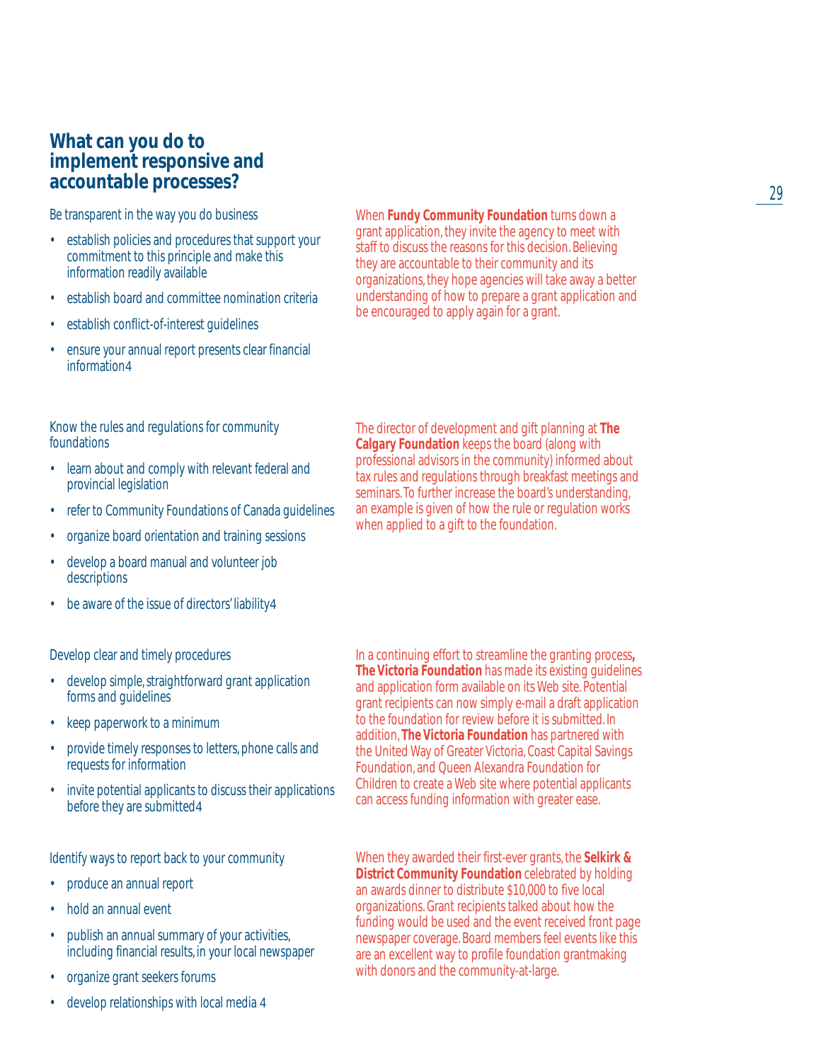## What can you do to implement responsive and accountable processes?

Be transparent in the way you do business

- establish policies and procedures that support your commitment to this principle and make this information readily available
- establish board and committee nomination criteria
- establish conflict-of-interest guidelines
- ensure your annual report presents clear financial information4

When **Fundy Community Foundation** turns down a grant application, they invite the agency to meet with staff to discuss the reasons for this decision. Believing they are accountable to their community and its organizations, they hope agencies will take away a better understanding of how to prepare a grant application and be encouraged to apply again for a grant.

Know the rules and regulations for community foundations

- learn about and comply with relevant federal and provincial legislation
- refer to Community Foundations of Canada guidelines
- organize board orientation and training sessions
- develop a board manual and volunteer job descriptions
- be aware of the issue of directors' liability4

The director of development and gift planning at **The Calgary Foundation** keeps the board (along with professional advisors in the community) informed about tax rules and regulations through breakfast meetings and seminars. To further increase the board's understanding, an example is given of how the rule or regulation works when applied to a gift to the foundation.

Develop clear and timely procedures

- develop simple, straightforward grant application forms and guidelines
- keep paperwork to a minimum
- provide timely responses to letters, phone calls and requests for information
- invite potential applicants to discuss their applications before they are submitted4

In a continuing effort to streamline the granting process**, The Victoria Foundation** has made its existing guidelines and application form available on its Web site. Potential grant recipients can now simply e-mail a draft application to the foundation for review before it is submitted. In addition, **The Victoria Foundation** has partnered with the United Way of Greater Victoria, Coast Capital Savings Foundation, and Queen Alexandra Foundation for Children to create a Web site where potential applicants can access funding information with greater ease.

Identify ways to report back to your community

- produce an annual report
- hold an annual event
- publish an annual summary of your activities, including financial results, in your local newspaper
- organize grant seekers forums
- develop relationships with local media 4

When they awarded their first-ever grants, the **Selkirk & District Community Foundation** celebrated by holding an awards dinner to distribute $10,000 to five local organizations. Grant recipients talked about how the funding would be used and the event received front page newspaper coverage. Board members feel events like this are an excellent way to profile foundation grantmaking with donors and the community-at-large.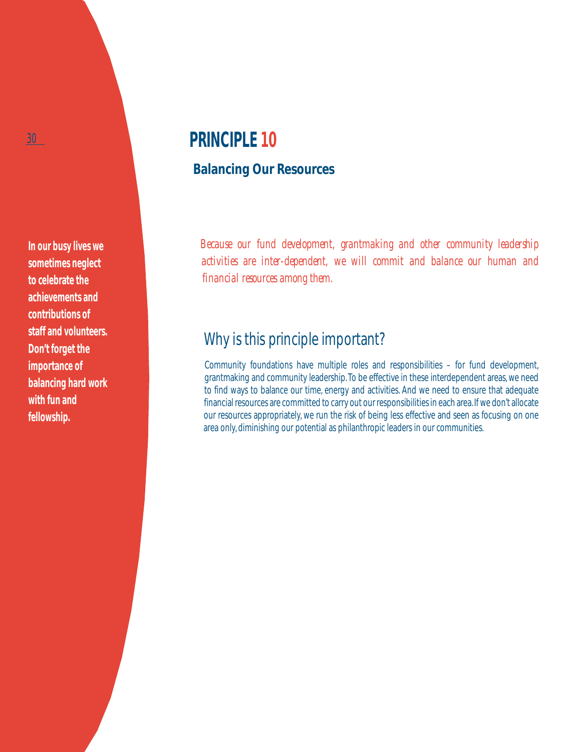# PRINCIPLE 10

## Balancing Our Resources

*Because our fund development, grantmaking and other community leadership activities are inter-dependent, we will commit and balance our human and financial resources among them.*

**In our busy lives we sometimes neglect to celebrate the achievements and contributions of staff and volunteers. Don't forget the importance of balancing hard work with fun and fellowship.**

### Why is this principle important?

Community foundations have multiple roles and responsibilities – for fund development, grantmaking and community leadership. To be effective in these interdependent areas, we need to find ways to balance our time, energy and activities. And we need to ensure that adequate financial resources are committed to carry out our responsibilities in each area. If we don't allocate our resources appropriately, we run the risk of being less effective and seen as focusing on one area only, diminishing our potential as philanthropic leaders in our communities.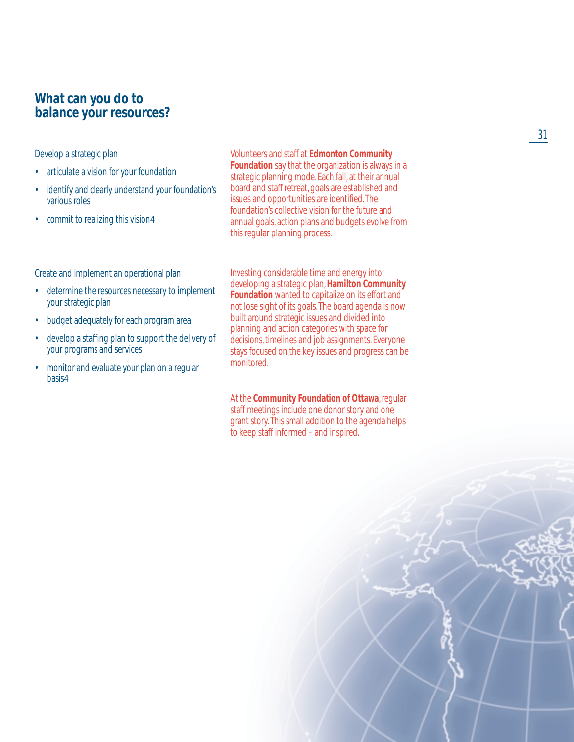## What can you do to balance your resources?

Develop a strategic plan

- articulate a vision for your foundation
- identify and clearly understand your foundation's various roles
- commit to realizing this vision4

Volunteers and staff at **Edmonton Community Foundation** say that the organization is always in a strategic planning mode. Each fall, at their annual board and staff retreat, goals are established and issues and opportunities are identified. The foundation's collective vision for the future and annual goals, action plans and budgets evolve from this regular planning process.

Create and implement an operational plan

- determine the resources necessary to implement your strategic plan
- budget adequately for each program area
- develop a staffing plan to support the delivery of your programs and services
- monitor and evaluate your plan on a regular basis4

Investing considerable time and energy into developing a strategic plan, **Hamilton Community Foundation** wanted to capitalize on its effort and not lose sight of its goals. The board agenda is now built around strategic issues and divided into planning and action categories with space for decisions, timelines and job assignments. Everyone stays focused on the key issues and progress can be monitored.

At the **Community Foundation of Ottawa**, regular staff meetings include one donor story and one grant story. This small addition to the agenda helps to keep staff informed – and inspired.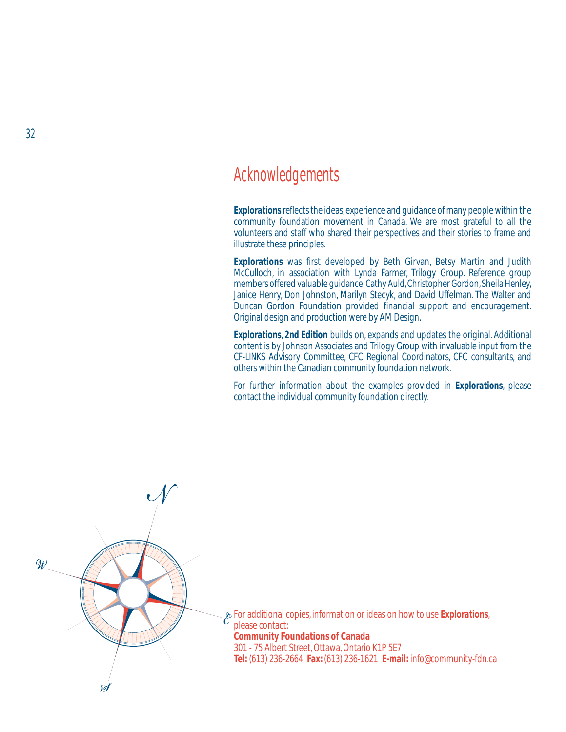# Acknowledgements

**Explorations** reflects the ideas, experience and guidance of many people within the community foundation movement in Canada. We are most grateful to all the volunteers and staff who shared their perspectives and their stories to frame and illustrate these principles.

**Explorations** was first developed by Beth Girvan, Betsy Martin and Judith McCulloch, in association with Lynda Farmer, Trilogy Group. Reference group members offered valuable guidance: Cathy Auld, Christopher Gordon, Sheila Henley, Janice Henry, Don Johnston, Marilyn Stecyk, and David Uffelman. The Walter and Duncan Gordon Foundation provided financial support and encouragement. Original design and production were by AM Design.

**Explorations**, **2nd Edition** builds on, expands and updates the original. Additional content is by Johnson Associates and Trilogy Group with invaluable input from the CF-LINKS Advisory Committee, CFC Regional Coordinators, CFC consultants, and others within the Canadian community foundation network.

For further information about the examples provided in **Explorations**, please contact the individual community foundation directly.

For additional copies, information or ideas on how to use **Explorations**, please contact:
**Community Foundations of Canada**
301 - 75 Albert Street, Ottawa, Ontario K1P 5E7
**Tel:** (613) 236-2664 **Fax:** (613) 236-1621 **E-mail:** info@community-fdn.ca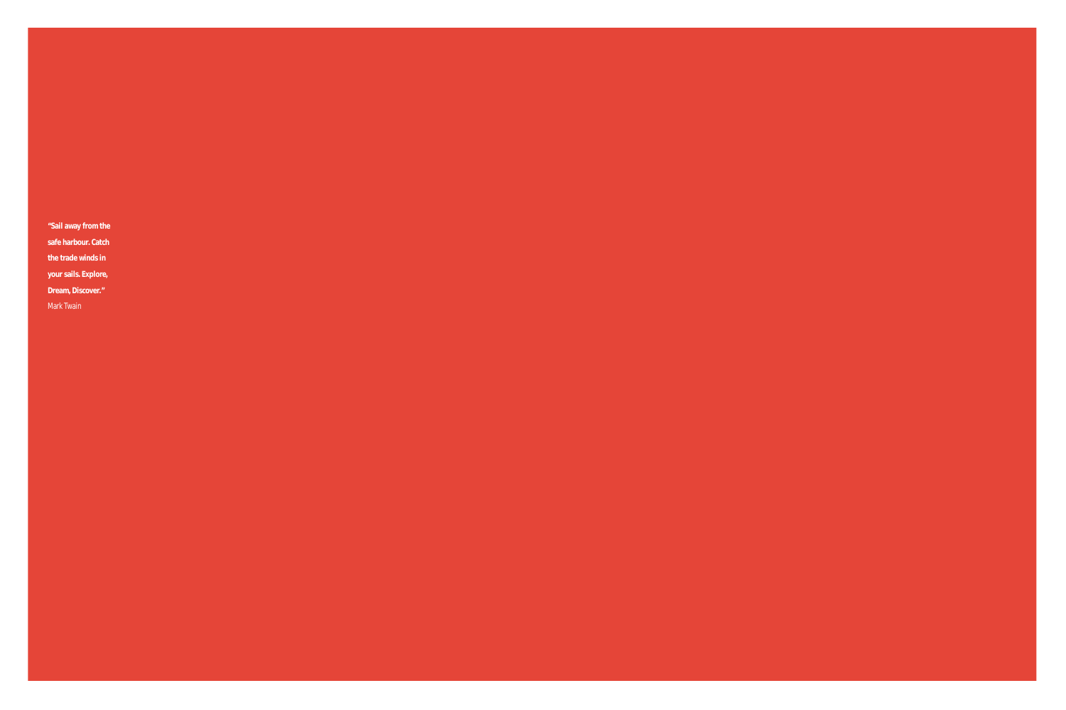**“Sail away from the safe harbour. Catch the trade winds in your sails. Explore, Dream, Discover.”**

Mark Twain